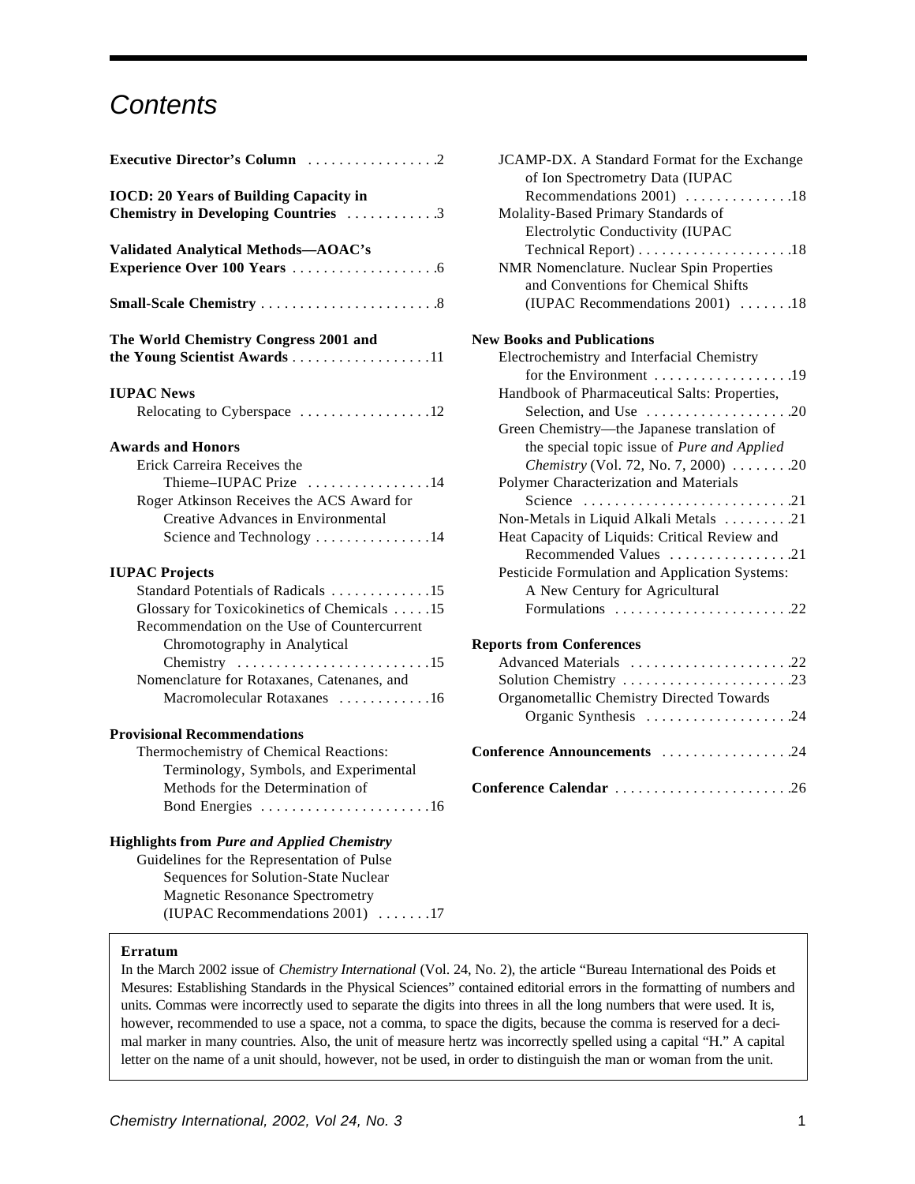# Contents

**Executive Director's Column** . . . . . . . . . . . . . . . . 2

**IOCD: 20 Years of Building Capacity in Chemistry in Developing Countries** . . . . . . . . . . . 3

**Validated Analytical Methods—AOAC's Experience Over 100 Years** . . . . . . . . . . . . . . . . . . 6

**Small-Scale Chemistry** . . . . . . . . . . . . . . . . . . . . . . 8

**The World Chemistry Congress 2001 and the Young Scientist Awards** . . . . . . . . . . . . . . . . . . 11

**IUPAC News**

- Relocating to Cyberspace . . . . . . . . . . . . . . . . . 12

**Awards and Honors**

- Erick Carreira Receives the Thieme–IUPAC Prize . . . . . . . . . . . . . . . . 14
- Roger Atkinson Receives the ACS Award for Creative Advances in Environmental Science and Technology . . . . . . . . . . . . . . . 14

**IUPAC Projects**

- Standard Potentials of Radicals . . . . . . . . . . . . . 15
- Glossary for Toxicokinetics of Chemicals . . . . . 15
- Recommendation on the Use of Countercurrent Chromatography in Analytical Chemistry . . . . . . . . . . . . . . . . . . . . . . . . . 15
- Nomenclature for Rotaxanes, Catenanes, and Macromolecular Rotaxanes . . . . . . . . . . . 16

**Provisional Recommendations**

- Thermochemistry of Chemical Reactions: Terminology, Symbols, and Experimental Methods for the Determination of Bond Energies . . . . . . . . . . . . . . . . . . . . . . 16

**Highlights from *Pure and Applied Chemistry***

- Guidelines for the Representation of Pulse Sequences for Solution-State Nuclear Magnetic Resonance Spectrometry (IUPAC Recommendations 2001) . . . . . . . 17
- JCAMP-DX. A Standard Format for the Exchange of Ion Spectrometry Data (IUPAC Recommendations 2001) . . . . . . . . . . . . . 18
- Molality-Based Primary Standards of Electrolytic Conductivity (IUPAC Technical Report) . . . . . . . . . . . . . . . . . . . . 18
- NMR Nomenclature. Nuclear Spin Properties and Conventions for Chemical Shifts (IUPAC Recommendations 2001) . . . . . . 18

**New Books and Publications**

- Electrochemistry and Interfacial Chemistry for the Environment . . . . . . . . . . . . . . . . . 19
- Handbook of Pharmaceutical Salts: Properties, Selection, and Use . . . . . . . . . . . . . . . . . . 20
- Green Chemistry—the Japanese translation of the special topic issue of *Pure and Applied Chemistry* (Vol. 72, No. 7, 2000) . . . . . . . . 20
- Polymer Characterization and Materials Science . . . . . . . . . . . . . . . . . . . . . . . . . . 21
- Non-Metals in Liquid Alkali Metals . . . . . . . . . 21
- Heat Capacity of Liquids: Critical Review and Recommended Values . . . . . . . . . . . . . . . 21
- Pesticide Formulation and Application Systems: A New Century for Agricultural Formulations . . . . . . . . . . . . . . . . . . . . . . 22

**Reports from Conferences**

- Advanced Materials . . . . . . . . . . . . . . . . . . . . . 22
- Solution Chemistry . . . . . . . . . . . . . . . . . . . . . . 23
- Organometallic Chemistry Directed Towards Organic Synthesis . . . . . . . . . . . . . . . . . . 24

**Conference Announcements** . . . . . . . . . . . . . . . . 24

**Conference Calendar** . . . . . . . . . . . . . . . . . . . . . . 26

---

**Erratum**

In the March 2002 issue of *Chemistry International* (Vol. 24, No. 2), the article "Bureau International des Poids et Mesures: Establishing Standards in the Physical Sciences" contained editorial errors in the formatting of numbers and units. Commas were incorrectly used to separate the digits into threes in all the long numbers that were used. It is, however, recommended to use a space, not a comma, to space the digits, because the comma is reserved for a decimal marker in many countries. Also, the unit of measure hertz was incorrectly spelled using a capital "H." A capital letter on the name of a unit should, however, not be used, in order to distinguish the man or woman from the unit.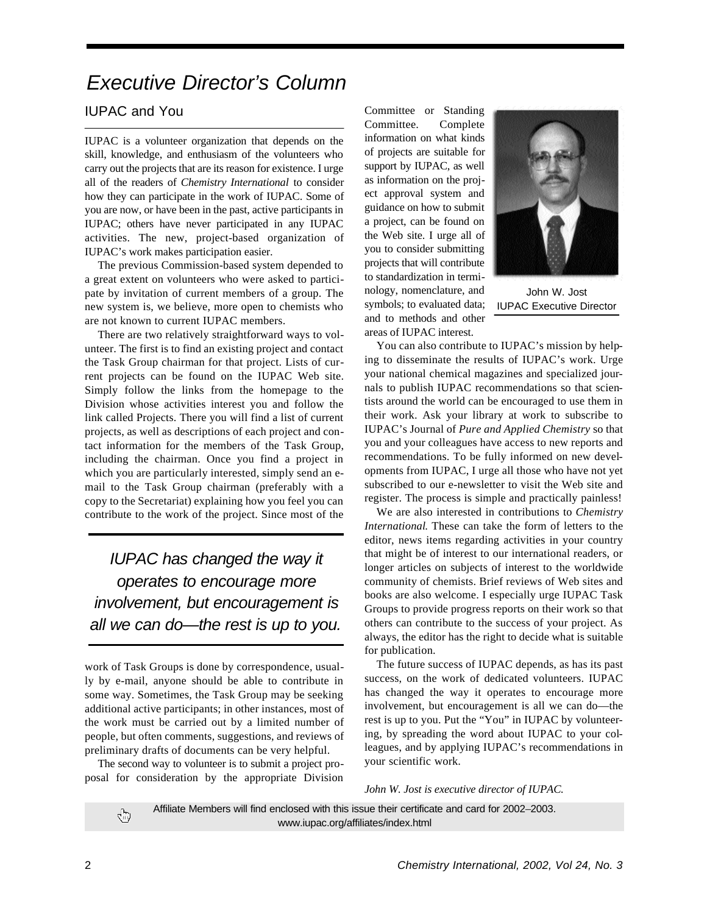# Executive Director's Column

## IUPAC and You

IUPAC is a volunteer organization that depends on the skill, knowledge, and enthusiasm of the volunteers who carry out the projects that are its reason for existence. I urge all of the readers of *Chemistry International* to consider how they can participate in the work of IUPAC. Some of you are now, or have been in the past, active participants in IUPAC; others have never participated in any IUPAC activities. The new, project-based organization of IUPAC's work makes participation easier.

The previous Commission-based system depended to a great extent on volunteers who were asked to participate by invitation of current members of a group. The new system is, we believe, more open to chemists who are not known to current IUPAC members.

There are two relatively straightforward ways to volunteer. The first is to find an existing project and contact the Task Group chairman for that project. Lists of current projects can be found on the IUPAC Web site. Simply follow the links from the homepage to the Division whose activities interest you and follow the link called Projects. There you will find a list of current projects, as well as descriptions of each project and contact information for the members of the Task Group, including the chairman. Once you find a project in which you are particularly interested, simply send an e-mail to the Task Group chairman (preferably with a copy to the Secretariat) explaining how you feel you can contribute to the work of the project. Since most of the work of Task Groups is done by correspondence, usually by e-mail, anyone should be able to contribute in some way. Sometimes, the Task Group may be seeking additional active participants; in other instances, most of the work must be carried out by a limited number of people, but often comments, suggestions, and reviews of preliminary drafts of documents can be very helpful.

> *IUPAC has changed the way it operates to encourage more involvement, but encouragement is all we can do—the rest is up to you.*

The second way to volunteer is to submit a project proposal for consideration by the appropriate Division Committee or Standing Committee. Complete information on what kinds of projects are suitable for support by IUPAC, as well as information on the project approval system and guidance on how to submit a project, can be found on the Web site. I urge all of you to consider submitting projects that will contribute to standardization in terminology, nomenclature, and symbols; to evaluated data; and to methods and other areas of IUPAC interest.

John W. Jost
IUPAC Executive Director

You can also contribute to IUPAC's mission by helping to disseminate the results of IUPAC's work. Urge your national chemical magazines and specialized journals to publish IUPAC recommendations so that scientists around the world can be encouraged to use them in their work. Ask your library at work to subscribe to IUPAC's Journal of *Pure and Applied Chemistry* so that you and your colleagues have access to new reports and recommendations. To be fully informed on new developments from IUPAC, I urge all those who have not yet subscribed to our e-newsletter to visit the Web site and register. The process is simple and practically painless!

We are also interested in contributions to *Chemistry International.* These can take the form of letters to the editor, news items regarding activities in your country that might be of interest to our international readers, or longer articles on subjects of interest to the worldwide community of chemists. Brief reviews of Web sites and books are also welcome. I especially urge IUPAC Task Groups to provide progress reports on their work so that others can contribute to the success of your project. As always, the editor has the right to decide what is suitable for publication.

The future success of IUPAC depends, as has its past success, on the work of dedicated volunteers. IUPAC has changed the way it operates to encourage more involvement, but encouragement is all we can do—the rest is up to you. Put the "You" in IUPAC by volunteering, by spreading the word about IUPAC to your colleagues, and by applying IUPAC's recommendations in your scientific work.

*John W. Jost is executive director of IUPAC.*

Affiliate Members will find enclosed with this issue their certificate and card for 2002–2003.
www.iupac.org/affiliates/index.html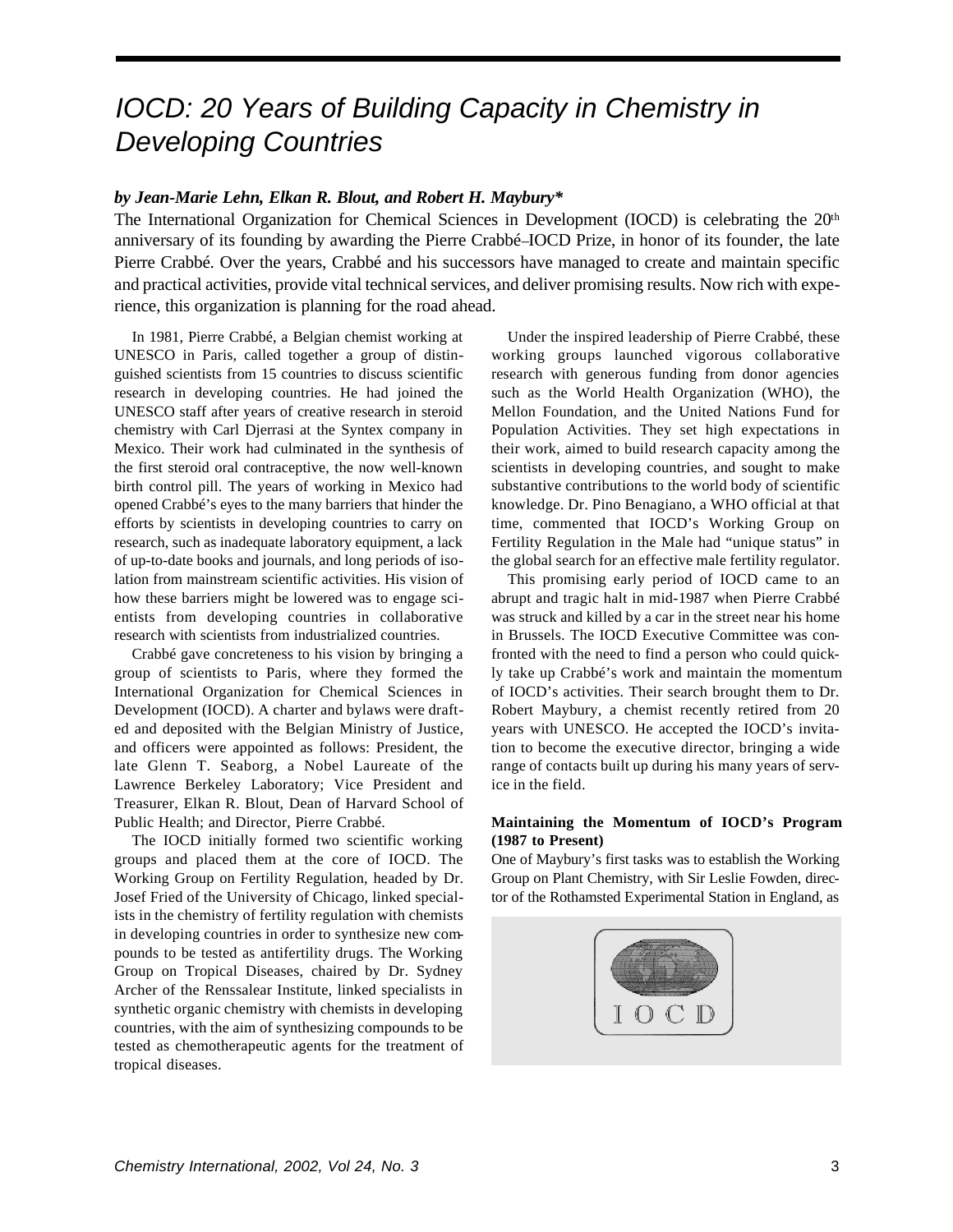# IOCD: 20 Years of Building Capacity in Chemistry in Developing Countries

***by Jean-Marie Lehn, Elkan R. Blout, and Robert H. Maybury****

The International Organization for Chemical Sciences in Development (IOCD) is celebrating the 20th anniversary of its founding by awarding the Pierre Crabbé–IOCD Prize, in honor of its founder, the late Pierre Crabbé. Over the years, Crabbé and his successors have managed to create and maintain specific and practical activities, provide vital technical services, and deliver promising results. Now rich with experience, this organization is planning for the road ahead.

In 1981, Pierre Crabbé, a Belgian chemist working at UNESCO in Paris, called together a group of distinguished scientists from 15 countries to discuss scientific research in developing countries. He had joined the UNESCO staff after years of creative research in steroid chemistry with Carl Djerrasi at the Syntex company in Mexico. Their work had culminated in the synthesis of the first steroid oral contraceptive, the now well-known birth control pill. The years of working in Mexico had opened Crabbé's eyes to the many barriers that hinder the efforts by scientists in developing countries to carry on research, such as inadequate laboratory equipment, a lack of up-to-date books and journals, and long periods of isolation from mainstream scientific activities. His vision of how these barriers might be lowered was to engage scientists from developing countries in collaborative research with scientists from industrialized countries.

Crabbé gave concreteness to his vision by bringing a group of scientists to Paris, where they formed the International Organization for Chemical Sciences in Development (IOCD). A charter and bylaws were drafted and deposited with the Belgian Ministry of Justice, and officers were appointed as follows: President, the late Glenn T. Seaborg, a Nobel Laureate of the Lawrence Berkeley Laboratory; Vice President and Treasurer, Elkan R. Blout, Dean of Harvard School of Public Health; and Director, Pierre Crabbé.

The IOCD initially formed two scientific working groups and placed them at the core of IOCD. The Working Group on Fertility Regulation, headed by Dr. Josef Fried of the University of Chicago, linked specialists in the chemistry of fertility regulation with chemists in developing countries in order to synthesize new compounds to be tested as antifertility drugs. The Working Group on Tropical Diseases, chaired by Dr. Sydney Archer of the Renssalear Institute, linked specialists in synthetic organic chemistry with chemists in developing countries, with the aim of synthesizing compounds to be tested as chemotherapeutic agents for the treatment of tropical diseases.

Under the inspired leadership of Pierre Crabbé, these working groups launched vigorous collaborative research with generous funding from donor agencies such as the World Health Organization (WHO), the Mellon Foundation, and the United Nations Fund for Population Activities. They set high expectations in their work, aimed to build research capacity among the scientists in developing countries, and sought to make substantive contributions to the world body of scientific knowledge. Dr. Pino Benagiano, a WHO official at that time, commented that IOCD's Working Group on Fertility Regulation in the Male had "unique status" in the global search for an effective male fertility regulator.

This promising early period of IOCD came to an abrupt and tragic halt in mid-1987 when Pierre Crabbé was struck and killed by a car in the street near his home in Brussels. The IOCD Executive Committee was confronted with the need to find a person who could quickly take up Crabbé's work and maintain the momentum of IOCD's activities. Their search brought them to Dr. Robert Maybury, a chemist recently retired from 20 years with UNESCO. He accepted the IOCD's invitation to become the executive director, bringing a wide range of contacts built up during his many years of service in the field.

**Maintaining the Momentum of IOCD's Program (1987 to Present)**

One of Maybury's first tasks was to establish the Working Group on Plant Chemistry, with Sir Leslie Fowden, director of the Rothamsted Experimental Station in England, as

I O C D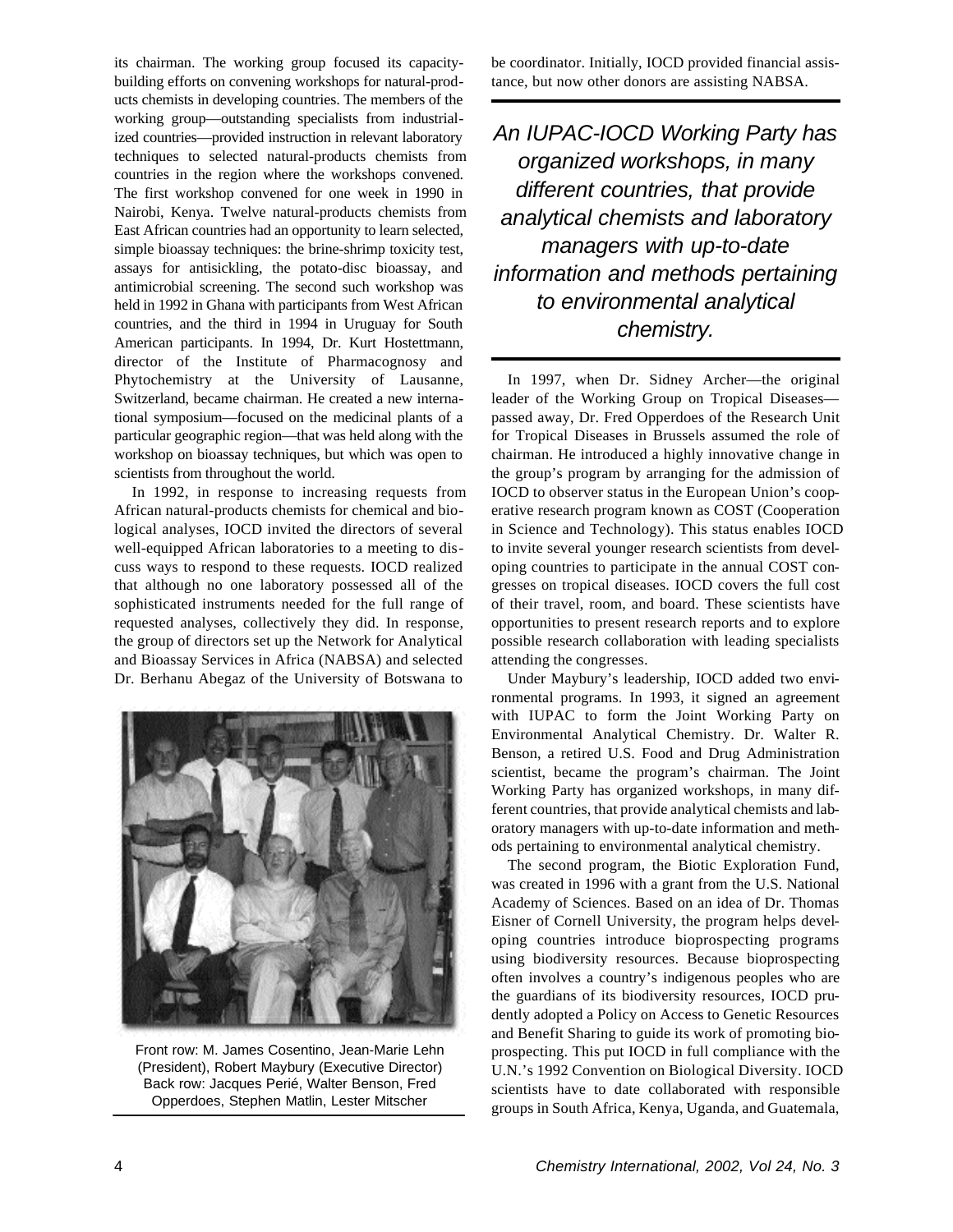its chairman. The working group focused its capacity-building efforts on convening workshops for natural-products chemists in developing countries. The members of the working group—outstanding specialists from industrialized countries—provided instruction in relevant laboratory techniques to selected natural-products chemists from countries in the region where the workshops convened. The first workshop convened for one week in 1990 in Nairobi, Kenya. Twelve natural-products chemists from East African countries had an opportunity to learn selected, simple bioassay techniques: the brine-shrimp toxicity test, assays for antisickling, the potato-disc bioassay, and antimicrobial screening. The second such workshop was held in 1992 in Ghana with participants from West African countries, and the third in 1994 in Uruguay for South American participants. In 1994, Dr. Kurt Hostettmann, director of the Institute of Pharmacognosy and Phytochemistry at the University of Lausanne, Switzerland, became chairman. He created a new international symposium—focused on the medicinal plants of a particular geographic region—that was held along with the workshop on bioassay techniques, but which was open to scientists from throughout the world.

In 1992, in response to increasing requests from African natural-products chemists for chemical and biological analyses, IOCD invited the directors of several well-equipped African laboratories to a meeting to discuss ways to respond to these requests. IOCD realized that although no one laboratory possessed all of the sophisticated instruments needed for the full range of requested analyses, collectively they did. In response, the group of directors set up the Network for Analytical and Bioassay Services in Africa (NABSA) and selected Dr. Berhanu Abegaz of the University of Botswana to be coordinator. Initially, IOCD provided financial assistance, but now other donors are assisting NABSA.

Front row: M. James Cosentino, Jean-Marie Lehn (President), Robert Maybury (Executive Director)
Back row: Jacques Perié, Walter Benson, Fred Opperdoes, Stephen Matlin, Lester Mitscher

*An IUPAC-IOCD Working Party has organized workshops, in many different countries, that provide analytical chemists and laboratory managers with up-to-date information and methods pertaining to environmental analytical chemistry.*

In 1997, when Dr. Sidney Archer—the original leader of the Working Group on Tropical Diseases—passed away, Dr. Fred Opperdoes of the Research Unit for Tropical Diseases in Brussels assumed the role of chairman. He introduced a highly innovative change in the group's program by arranging for the admission of IOCD to observer status in the European Union's cooperative research program known as COST (Cooperation in Science and Technology). This status enables IOCD to invite several younger research scientists from developing countries to participate in the annual COST congresses on tropical diseases. IOCD covers the full cost of their travel, room, and board. These scientists have opportunities to present research reports and to explore possible research collaboration with leading specialists attending the congresses.

Under Maybury's leadership, IOCD added two environmental programs. In 1993, it signed an agreement with IUPAC to form the Joint Working Party on Environmental Analytical Chemistry. Dr. Walter R. Benson, a retired U.S. Food and Drug Administration scientist, became the program's chairman. The Joint Working Party has organized workshops, in many different countries, that provide analytical chemists and laboratory managers with up-to-date information and methods pertaining to environmental analytical chemistry.

The second program, the Biotic Exploration Fund, was created in 1996 with a grant from the U.S. National Academy of Sciences. Based on an idea of Dr. Thomas Eisner of Cornell University, the program helps developing countries introduce bioprospecting programs using biodiversity resources. Because bioprospecting often involves a country's indigenous peoples who are the guardians of its biodiversity resources, IOCD prudently adopted a Policy on Access to Genetic Resources and Benefit Sharing to guide its work of promoting bioprospecting. This put IOCD in full compliance with the U.N.'s 1992 Convention on Biological Diversity. IOCD scientists have to date collaborated with responsible groups in South Africa, Kenya, Uganda, and Guatemala,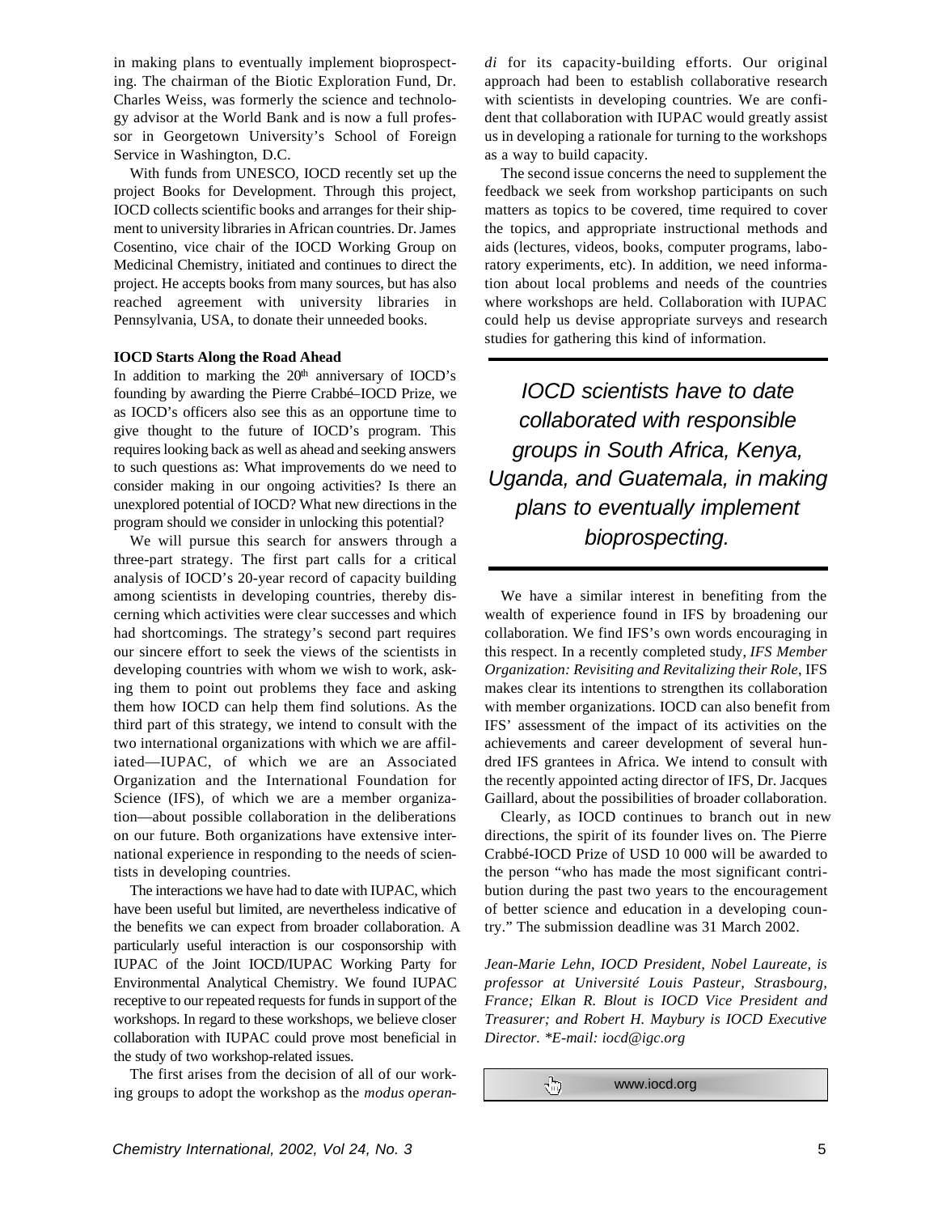in making plans to eventually implement bioprospecting. The chairman of the Biotic Exploration Fund, Dr. Charles Weiss, was formerly the science and technology advisor at the World Bank and is now a full professor in Georgetown University's School of Foreign Service in Washington, D.C.

With funds from UNESCO, IOCD recently set up the project Books for Development. Through this project, IOCD collects scientific books and arranges for their shipment to university libraries in African countries. Dr. James Cosentino, vice chair of the IOCD Working Group on Medicinal Chemistry, initiated and continues to direct the project. He accepts books from many sources, but has also reached agreement with university libraries in Pennsylvania, USA, to donate their unneeded books.

**IOCD Starts Along the Road Ahead**

In addition to marking the 20th anniversary of IOCD's founding by awarding the Pierre Crabbé–IOCD Prize, we as IOCD's officers also see this as an opportune time to give thought to the future of IOCD's program. This requires looking back as well as ahead and seeking answers to such questions as: What improvements do we need to consider making in our ongoing activities? Is there an unexplored potential of IOCD? What new directions in the program should we consider in unlocking this potential?

We will pursue this search for answers through a three-part strategy. The first part calls for a critical analysis of IOCD's 20-year record of capacity building among scientists in developing countries, thereby discerning which activities were clear successes and which had shortcomings. The strategy's second part requires our sincere effort to seek the views of the scientists in developing countries with whom we wish to work, asking them to point out problems they face and asking them how IOCD can help them find solutions. As the third part of this strategy, we intend to consult with the two international organizations with which we are affiliated—IUPAC, of which we are an Associated Organization and the International Foundation for Science (IFS), of which we are a member organization—about possible collaboration in the deliberations on our future. Both organizations have extensive international experience in responding to the needs of scientists in developing countries.

The interactions we have had to date with IUPAC, which have been useful but limited, are nevertheless indicative of the benefits we can expect from broader collaboration. A particularly useful interaction is our cosponsorship with IUPAC of the Joint IOCD/IUPAC Working Party for Environmental Analytical Chemistry. We found IUPAC receptive to our repeated requests for funds in support of the workshops. In regard to these workshops, we believe closer collaboration with IUPAC could prove most beneficial in the study of two workshop-related issues.

The first arises from the decision of all of our working groups to adopt the workshop as the *modus operandi* for its capacity-building efforts. Our original approach had been to establish collaborative research with scientists in developing countries. We are confident that collaboration with IUPAC would greatly assist us in developing a rationale for turning to the workshops as a way to build capacity.

The second issue concerns the need to supplement the feedback we seek from workshop participants on such matters as topics to be covered, time required to cover the topics, and appropriate instructional methods and aids (lectures, videos, books, computer programs, laboratory experiments, etc). In addition, we need information about local problems and needs of the countries where workshops are held. Collaboration with IUPAC could help us devise appropriate surveys and research studies for gathering this kind of information.

> *IOCD scientists have to date collaborated with responsible groups in South Africa, Kenya, Uganda, and Guatemala, in making plans to eventually implement bioprospecting.*

We have a similar interest in benefiting from the wealth of experience found in IFS by broadening our collaboration. We find IFS's own words encouraging in this respect. In a recently completed study, *IFS Member Organization: Revisiting and Revitalizing their Role*, IFS makes clear its intentions to strengthen its collaboration with member organizations. IOCD can also benefit from IFS' assessment of the impact of its activities on the achievements and career development of several hundred IFS grantees in Africa. We intend to consult with the recently appointed acting director of IFS, Dr. Jacques Gaillard, about the possibilities of broader collaboration.

Clearly, as IOCD continues to branch out in new directions, the spirit of its founder lives on. The Pierre Crabbé-IOCD Prize of USD 10 000 will be awarded to the person "who has made the most significant contribution during the past two years to the encouragement of better science and education in a developing country." The submission deadline was 31 March 2002.

*Jean-Marie Lehn, IOCD President, Nobel Laureate, is professor at Université Louis Pasteur, Strasbourg, France; Elkan R. Blout is IOCD Vice President and Treasurer; and Robert H. Maybury is IOCD Executive Director. *E-mail: iocd@igc.org*

www.iocd.org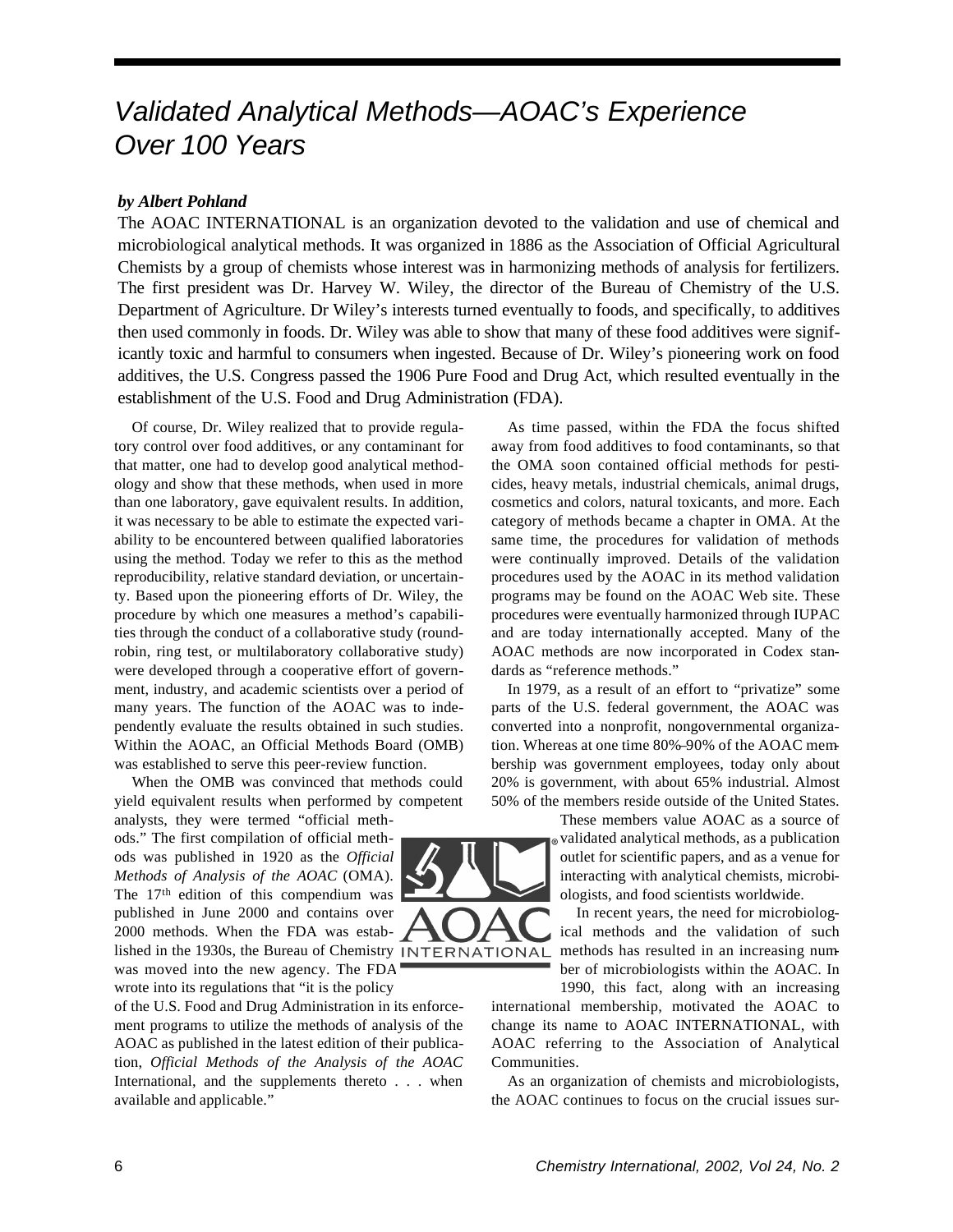# *Validated Analytical Methods—AOAC's Experience Over 100 Years*

***by Albert Pohland***

The AOAC INTERNATIONAL is an organization devoted to the validation and use of chemical and microbiological analytical methods. It was organized in 1886 as the Association of Official Agricultural Chemists by a group of chemists whose interest was in harmonizing methods of analysis for fertilizers. The first president was Dr. Harvey W. Wiley, the director of the Bureau of Chemistry of the U.S. Department of Agriculture. Dr Wiley's interests turned eventually to foods, and specifically, to additives then used commonly in foods. Dr. Wiley was able to show that many of these food additives were significantly toxic and harmful to consumers when ingested. Because of Dr. Wiley's pioneering work on food additives, the U.S. Congress passed the 1906 Pure Food and Drug Act, which resulted eventually in the establishment of the U.S. Food and Drug Administration (FDA).

Of course, Dr. Wiley realized that to provide regulatory control over food additives, or any contaminant for that matter, one had to develop good analytical methodology and show that these methods, when used in more than one laboratory, gave equivalent results. In addition, it was necessary to be able to estimate the expected variability to be encountered between qualified laboratories using the method. Today we refer to this as the method reproducibility, relative standard deviation, or uncertainty. Based upon the pioneering efforts of Dr. Wiley, the procedure by which one measures a method's capabilities through the conduct of a collaborative study (round-robin, ring test, or multilaboratory collaborative study) were developed through a cooperative effort of government, industry, and academic scientists over a period of many years. The function of the AOAC was to independently evaluate the results obtained in such studies. Within the AOAC, an Official Methods Board (OMB) was established to serve this peer-review function.

When the OMB was convinced that methods could yield equivalent results when performed by competent analysts, they were termed "official methods." The first compilation of official methods was published in 1920 as the *Official Methods of Analysis of the AOAC* (OMA). The 17th edition of this compendium was published in June 2000 and contains over 2000 methods. When the FDA was established in the 1930s, the Bureau of Chemistry was moved into the new agency. The FDA wrote into its regulations that "it is the policy of the U.S. Food and Drug Administration in its enforcement programs to utilize the methods of analysis of the AOAC as published in the latest edition of their publication, *Official Methods of the Analysis of the AOAC* International, and the supplements thereto . . . when available and applicable."

As time passed, within the FDA the focus shifted away from food additives to food contaminants, so that the OMA soon contained official methods for pesticides, heavy metals, industrial chemicals, animal drugs, cosmetics and colors, natural toxicants, and more. Each category of methods became a chapter in OMA. At the same time, the procedures for validation of methods were continually improved. Details of the validation procedures used by the AOAC in its method validation programs may be found on the AOAC Web site. These procedures were eventually harmonized through IUPAC and are today internationally accepted. Many of the AOAC methods are now incorporated in Codex standards as "reference methods."

In 1979, as a result of an effort to "privatize" some parts of the U.S. federal government, the AOAC was converted into a nonprofit, nongovernmental organization. Whereas at one time 80%–90% of the AOAC membership was government employees, today only about 20% is government, with about 65% industrial. Almost 50% of the members reside outside of the United States. These members value AOAC as a source of validated analytical methods, as a publication outlet for scientific papers, and as a venue for interacting with analytical chemists, microbiologists, and food scientists worldwide.

In recent years, the need for microbiological methods and the validation of such methods has resulted in an increasing number of microbiologists within the AOAC. In 1990, this fact, along with an increasing international membership, motivated the AOAC to change its name to AOAC INTERNATIONAL, with AOAC referring to the Association of Analytical Communities.

As an organization of chemists and microbiologists, the AOAC continues to focus on the crucial issues sur-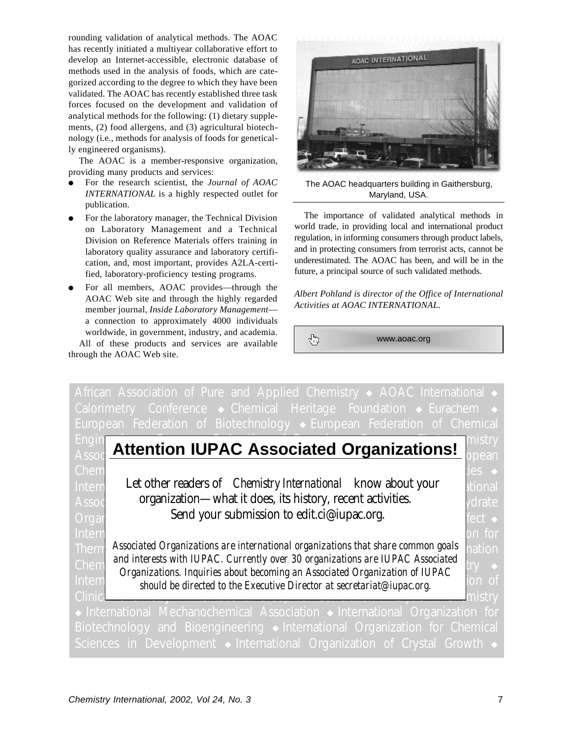rounding validation of analytical methods. The AOAC has recently initiated a multiyear collaborative effort to develop an Internet-accessible, electronic database of methods used in the analysis of foods, which are categorized according to the degree to which they have been validated. The AOAC has recently established three task forces focused on the development and validation of analytical methods for the following: (1) dietary supplements, (2) food allergens, and (3) agricultural biotechnology (i.e., methods for analysis of foods for genetically engineered organisms).

The AOAC is a member-responsive organization, providing many products and services:

- For the research scientist, the *Journal of AOAC INTERNATIONAL* is a highly respected outlet for publication.
- For the laboratory manager, the Technical Division on Laboratory Management and a Technical Division on Reference Materials offers training in laboratory quality assurance and laboratory certification, and, most important, provides A2LA-certified, laboratory-proficiency testing programs.
- For all members, AOAC provides—through the AOAC Web site and through the highly regarded member journal, *Inside Laboratory Management*—a connection to approximately 4000 individuals worldwide, in government, industry, and academia.

All of these products and services are available through the AOAC Web site.

The AOAC headquarters building in Gaithersburg, Maryland, USA.

The importance of validated analytical methods in world trade, in providing local and international product regulation, in informing consumers through product labels, and in protecting consumers from terrorist acts, cannot be underestimated. The AOAC has been, and will be in the future, a principal source of such validated methods.

*Albert Pohland is director of the Office of International Activities at AOAC INTERNATIONAL.*

www.aoac.org

## Attention IUPAC Associated Organizations!

Let other readers of *Chemistry International* know about your organization—what it does, its history, recent activities. Send your submission to edit.ci@iupac.org.

*Associated Organizations are international organizations that share common goals and interests with IUPAC. Currently over 30 organizations are IUPAC Associated Organizations. Inquiries about becoming an Associated Organization of IUPAC should be directed to the Executive Director at secretariat@iupac.org.*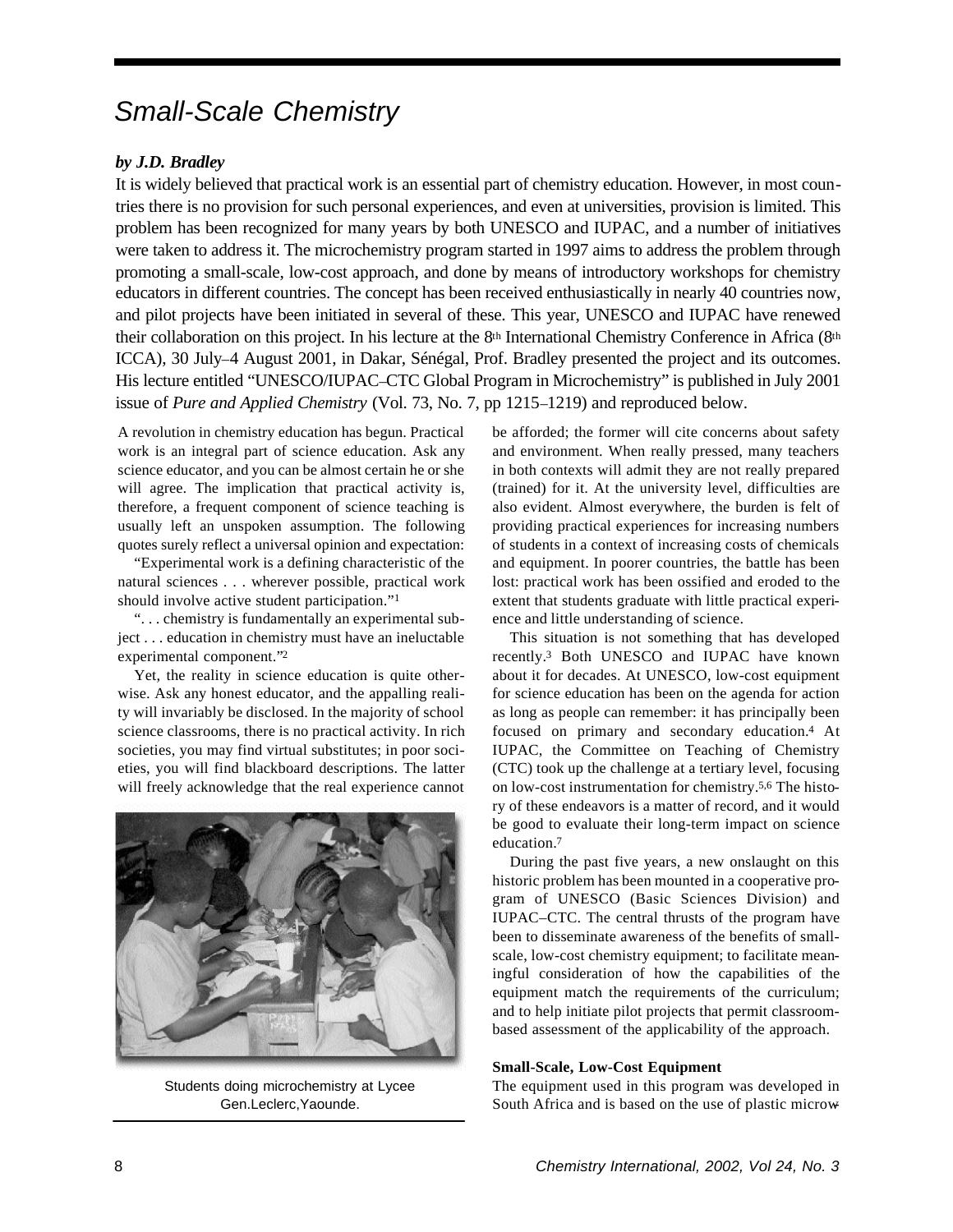# Small-Scale Chemistry

***by J.D. Bradley***

It is widely believed that practical work is an essential part of chemistry education. However, in most countries there is no provision for such personal experiences, and even at universities, provision is limited. This problem has been recognized for many years by both UNESCO and IUPAC, and a number of initiatives were taken to address it. The microchemistry program started in 1997 aims to address the problem through promoting a small-scale, low-cost approach, and done by means of introductory workshops for chemistry educators in different countries. The concept has been received enthusiastically in nearly 40 countries now, and pilot projects have been initiated in several of these. This year, UNESCO and IUPAC have renewed their collaboration on this project. In his lecture at the 8th International Chemistry Conference in Africa (8th ICCA), 30 July–4 August 2001, in Dakar, Sénégal, Prof. Bradley presented the project and its outcomes. His lecture entitled "UNESCO/IUPAC–CTC Global Program in Microchemistry" is published in July 2001 issue of *Pure and Applied Chemistry* (Vol. 73, No. 7, pp 1215–1219) and reproduced below.

A revolution in chemistry education has begun. Practical work is an integral part of science education. Ask any science educator, and you can be almost certain he or she will agree. The implication that practical activity is, therefore, a frequent component of science teaching is usually left an unspoken assumption. The following quotes surely reflect a universal opinion and expectation:

"Experimental work is a defining characteristic of the natural sciences . . . wherever possible, practical work should involve active student participation."[1]

". . . chemistry is fundamentally an experimental subject . . . education in chemistry must have an ineluctable experimental component."[2]

Yet, the reality in science education is quite otherwise. Ask any honest educator, and the appalling reality will invariably be disclosed. In the majority of school science classrooms, there is no practical activity. In rich societies, you may find virtual substitutes; in poor societies, you will find blackboard descriptions. The latter will freely acknowledge that the real experience cannot be afforded; the former will cite concerns about safety and environment. When really pressed, many teachers in both contexts will admit they are not really prepared (trained) for it. At the university level, difficulties are also evident. Almost everywhere, the burden is felt of providing practical experiences for increasing numbers of students in a context of increasing costs of chemicals and equipment. In poorer countries, the battle has been lost: practical work has been ossified and eroded to the extent that students graduate with little practical experience and little understanding of science.

Students doing microchemistry at Lycee Gen.Leclerc,Yaounde.

This situation is not something that has developed recently.[3] Both UNESCO and IUPAC have known about it for decades. At UNESCO, low-cost equipment for science education has been on the agenda for action as long as people can remember: it has principally been focused on primary and secondary education.[4] At IUPAC, the Committee on Teaching of Chemistry (CTC) took up the challenge at a tertiary level, focusing on low-cost instrumentation for chemistry.[5,6] The history of these endeavors is a matter of record, and it would be good to evaluate their long-term impact on science education.[7]

During the past five years, a new onslaught on this historic problem has been mounted in a cooperative program of UNESCO (Basic Sciences Division) and IUPAC–CTC. The central thrusts of the program have been to disseminate awareness of the benefits of small-scale, low-cost chemistry equipment; to facilitate meaningful consideration of how the capabilities of the equipment match the requirements of the curriculum; and to help initiate pilot projects that permit classroom-based assessment of the applicability of the approach.

**Small-Scale, Low-Cost Equipment**

The equipment used in this program was developed in South Africa and is based on the use of plastic micro-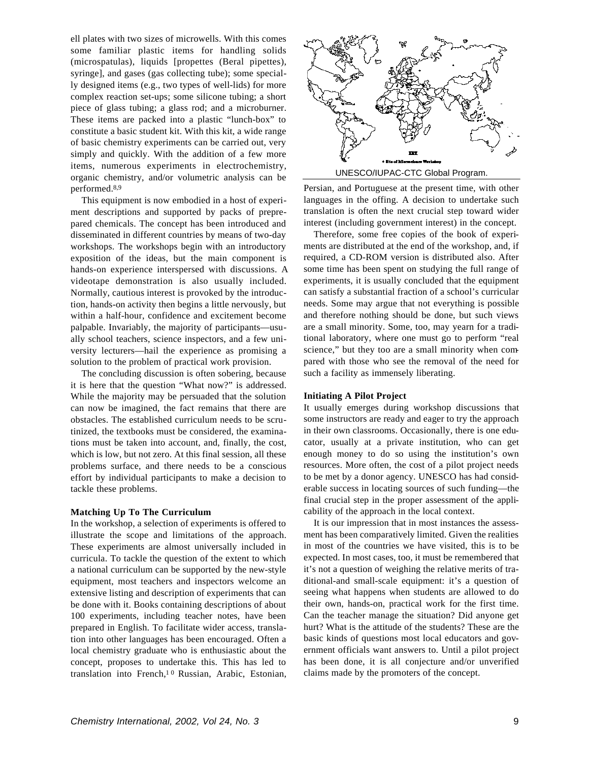ell plates with two sizes of microwells. With this comes some familiar plastic items for handling solids (microspatulas), liquids [propettes (Beral pipettes), syringe], and gases (gas collecting tube); some specially designed items (e.g., two types of well-lids) for more complex reaction set-ups; some silicone tubing; a short piece of glass tubing; a glass rod; and a microburner. These items are packed into a plastic "lunch-box" to constitute a basic student kit. With this kit, a wide range of basic chemistry experiments can be carried out, very simply and quickly. With the addition of a few more items, numerous experiments in electrochemistry, organic chemistry, and/or volumetric analysis can be performed.[8,9]

This equipment is now embodied in a host of experiment descriptions and supported by packs of preprepared chemicals. The concept has been introduced and disseminated in different countries by means of two-day workshops. The workshops begin with an introductory exposition of the ideas, but the main component is hands-on experience interspersed with discussions. A videotape demonstration is also usually included. Normally, cautious interest is provoked by the introduction, hands-on activity then begins a little nervously, but within a half-hour, confidence and excitement become palpable. Invariably, the majority of participants—usually school teachers, science inspectors, and a few university lecturers—hail the experience as promising a solution to the problem of practical work provision.

The concluding discussion is often sobering, because it is here that the question "What now?" is addressed. While the majority may be persuaded that the solution can now be imagined, the fact remains that there are obstacles. The established curriculum needs to be scrutinized, the textbooks must be considered, the examinations must be taken into account, and, finally, the cost, which is low, but not zero. At this final session, all these problems surface, and there needs to be a conscious effort by individual participants to make a decision to tackle these problems.

#### Matching Up To The Curriculum

In the workshop, a selection of experiments is offered to illustrate the scope and limitations of the approach. These experiments are almost universally included in curricula. To tackle the question of the extent to which a national curriculum can be supported by the new-style equipment, most teachers and inspectors welcome an extensive listing and description of experiments that can be done with it. Books containing descriptions of about 100 experiments, including teacher notes, have been prepared in English. To facilitate wider access, translation into other languages has been encouraged. Often a local chemistry graduate who is enthusiastic about the concept, proposes to undertake this. This has led to translation into French,[10] Russian, Arabic, Estonian, Persian, and Portuguese at the present time, with other languages in the offing. A decision to undertake such translation is often the next crucial step toward wider interest (including government interest) in the concept.

KEY
• Site of Microscience Workshop

UNESCO/IUPAC-CTC Global Program.

Therefore, some free copies of the book of experiments are distributed at the end of the workshop, and, if required, a CD-ROM version is distributed also. After some time has been spent on studying the full range of experiments, it is usually concluded that the equipment can satisfy a substantial fraction of a school's curricular needs. Some may argue that not everything is possible and therefore nothing should be done, but such views are a small minority. Some, too, may yearn for a traditional laboratory, where one must go to perform "real science," but they too are a small minority when compared with those who see the removal of the need for such a facility as immensely liberating.

#### Initiating A Pilot Project

It usually emerges during workshop discussions that some instructors are ready and eager to try the approach in their own classrooms. Occasionally, there is one educator, usually at a private institution, who can get enough money to do so using the institution's own resources. More often, the cost of a pilot project needs to be met by a donor agency. UNESCO has had considerable success in locating sources of such funding—the final crucial step in the proper assessment of the applicability of the approach in the local context.

It is our impression that in most instances the assessment has been comparatively limited. Given the realities in most of the countries we have visited, this is to be expected. In most cases, too, it must be remembered that it's not a question of weighing the relative merits of traditional-and small-scale equipment: it's a question of seeing what happens when students are allowed to do their own, hands-on, practical work for the first time. Can the teacher manage the situation? Did anyone get hurt? What is the attitude of the students? These are the basic kinds of questions most local educators and government officials want answers to. Until a pilot project has been done, it is all conjecture and/or unverified claims made by the promoters of the concept.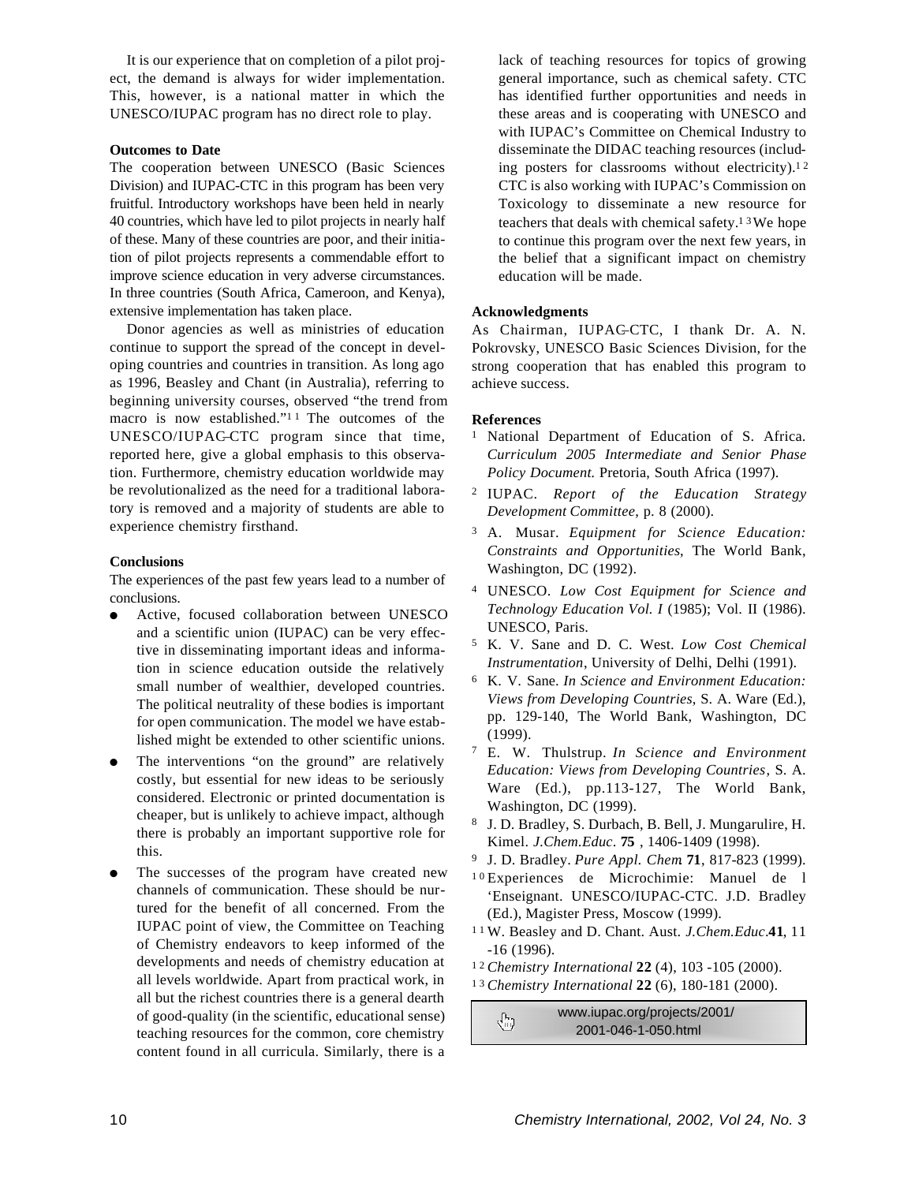It is our experience that on completion of a pilot project, the demand is always for wider implementation. This, however, is a national matter in which the UNESCO/IUPAC program has no direct role to play.

### Outcomes to Date

The cooperation between UNESCO (Basic Sciences Division) and IUPAC-CTC in this program has been very fruitful. Introductory workshops have been held in nearly 40 countries, which have led to pilot projects in nearly half of these. Many of these countries are poor, and their initiation of pilot projects represents a commendable effort to improve science education in very adverse circumstances. In three countries (South Africa, Cameroon, and Kenya), extensive implementation has taken place.

Donor agencies as well as ministries of education continue to support the spread of the concept in developing countries and countries in transition. As long ago as 1996, Beasley and Chant (in Australia), referring to beginning university courses, observed "the trend from macro is now established."[11] The outcomes of the UNESCO/IUPAC-CTC program since that time, reported here, give a global emphasis to this observation. Furthermore, chemistry education worldwide may be revolutionalized as the need for a traditional laboratory is removed and a majority of students are able to experience chemistry firsthand.

### Conclusions

The experiences of the past few years lead to a number of conclusions.

- Active, focused collaboration between UNESCO and a scientific union (IUPAC) can be very effective in disseminating important ideas and information in science education outside the relatively small number of wealthier, developed countries. The political neutrality of these bodies is important for open communication. The model we have established might be extended to other scientific unions.
- The interventions "on the ground" are relatively costly, but essential for new ideas to be seriously considered. Electronic or printed documentation is cheaper, but is unlikely to achieve impact, although there is probably an important supportive role for this.
- The successes of the program have created new channels of communication. These should be nurtured for the benefit of all concerned. From the IUPAC point of view, the Committee on Teaching of Chemistry endeavors to keep informed of the developments and needs of chemistry education at all levels worldwide. Apart from practical work, in all but the richest countries there is a general dearth of good-quality (in the scientific, educational sense) teaching resources for the common, core chemistry content found in all curricula. Similarly, there is a lack of teaching resources for topics of growing general importance, such as chemical safety. CTC has identified further opportunities and needs in these areas and is cooperating with UNESCO and with IUPAC's Committee on Chemical Industry to disseminate the DIDAC teaching resources (including posters for classrooms without electricity).[12] CTC is also working with IUPAC's Commission on Toxicology to disseminate a new resource for teachers that deals with chemical safety.[13] We hope to continue this program over the next few years, in the belief that a significant impact on chemistry education will be made.

### Acknowledgments

As Chairman, IUPAC-CTC, I thank Dr. A. N. Pokrovsky, UNESCO Basic Sciences Division, for the strong cooperation that has enabled this program to achieve success.

### References

1. National Department of Education of S. Africa. *Curriculum 2005 Intermediate and Senior Phase Policy Document.* Pretoria, South Africa (1997).
2. IUPAC. *Report of the Education Strategy Development Committee*, p. 8 (2000).
3. A. Musar. *Equipment for Science Education: Constraints and Opportunities*, The World Bank, Washington, DC (1992).
4. UNESCO. *Low Cost Equipment for Science and Technology Education Vol. I* (1985); Vol. II (1986). UNESCO, Paris.
5. K. V. Sane and D. C. West. *Low Cost Chemical Instrumentation*, University of Delhi, Delhi (1991).
6. K. V. Sane. *In Science and Environment Education: Views from Developing Countries*, S. A. Ware (Ed.), pp. 129-140, The World Bank, Washington, DC (1999).
7. E. W. Thulstrup. *In Science and Environment Education: Views from Developing Countries*, S. A. Ware (Ed.), pp.113-127, The World Bank, Washington, DC (1999).
8. J. D. Bradley, S. Durbach, B. Bell, J. Mungarulire, H. Kimel. *J.Chem.Educ*. **75** , 1406-1409 (1998).
9. J. D. Bradley. *Pure Appl. Chem* **71**, 817-823 (1999).
10. Experiences de Microchimie: Manuel de l 'Enseignant. UNESCO/IUPAC-CTC. J.D. Bradley (Ed.), Magister Press, Moscow (1999).
11. W. Beasley and D. Chant. Aust. *J.Chem.Educ*.**41**, 11 -16 (1996).
12. *Chemistry International* **22** (4), 103 -105 (2000).
13. *Chemistry International* **22** (6), 180-181 (2000).

www.iupac.org/projects/2001/2001-046-1-050.html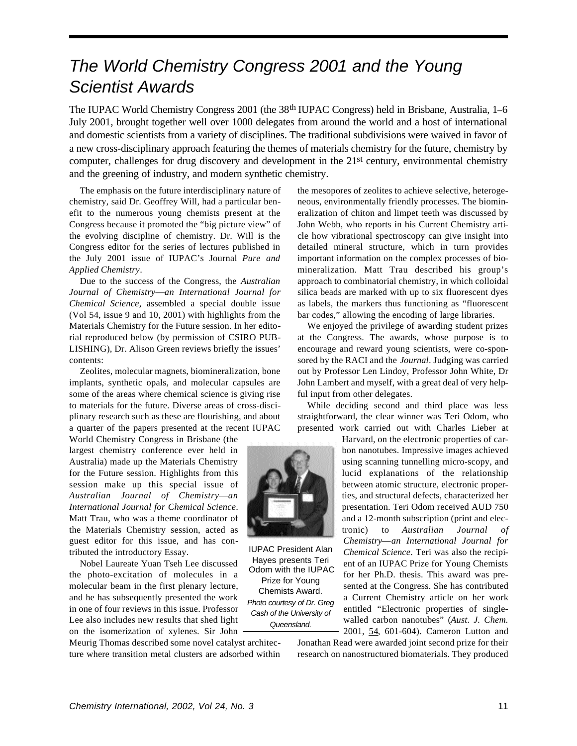# The World Chemistry Congress 2001 and the Young Scientist Awards

The IUPAC World Chemistry Congress 2001 (the 38th IUPAC Congress) held in Brisbane, Australia, 1–6 July 2001, brought together well over 1000 delegates from around the world and a host of international and domestic scientists from a variety of disciplines. The traditional subdivisions were waived in favor of a new cross-disciplinary approach featuring the themes of materials chemistry for the future, chemistry by computer, challenges for drug discovery and development in the 21st century, environmental chemistry and the greening of industry, and modern synthetic chemistry.

The emphasis on the future interdisciplinary nature of chemistry, said Dr. Geoffrey Will, had a particular benefit to the numerous young chemists present at the Congress because it promoted the "big picture view" of the evolving discipline of chemistry. Dr. Will is the Congress editor for the series of lectures published in the July 2001 issue of IUPAC's Journal *Pure and Applied Chemistry*.

Due to the success of the Congress, the *Australian Journal of Chemistry—an International Journal for Chemical Science*, assembled a special double issue (Vol 54, issue 9 and 10, 2001) with highlights from the Materials Chemistry for the Future session. In her editorial reproduced below (by permission of CSIRO PUBLISHING), Dr. Alison Green reviews briefly the issues' contents:

Zeolites, molecular magnets, biomineralization, bone implants, synthetic opals, and molecular capsules are some of the areas where chemical science is giving rise to materials for the future. Diverse areas of cross-disciplinary research such as these are flourishing, and about a quarter of the papers presented at the recent IUPAC World Chemistry Congress in Brisbane (the largest chemistry conference ever held in Australia) made up the Materials Chemistry for the Future session. Highlights from this session make up this special issue of *Australian Journal of Chemistry—an International Journal for Chemical Science*. Matt Trau, who was a theme coordinator of the Materials Chemistry session, acted as guest editor for this issue, and has contributed the introductory Essay.

Nobel Laureate Yuan Tseh Lee discussed the photo-excitation of molecules in a molecular beam in the first plenary lecture, and he has subsequently presented the work in one of four reviews in this issue. Professor Lee also includes new results that shed light on the isomerization of xylenes. Sir John Meurig Thomas described some novel catalyst architecture where transition metal clusters are adsorbed within the mesopores of zeolites to achieve selective, heterogeneous, environmentally friendly processes. The biomineralization of chiton and limpet teeth was discussed by John Webb, who reports in his Current Chemistry article how vibrational spectroscopy can give insight into detailed mineral structure, which in turn provides important information on the complex processes of biomineralization. Matt Trau described his group's approach to combinatorial chemistry, in which colloidal silica beads are marked with up to six fluorescent dyes as labels, the markers thus functioning as "fluorescent bar codes," allowing the encoding of large libraries.

We enjoyed the privilege of awarding student prizes at the Congress. The awards, whose purpose is to encourage and reward young scientists, were co-sponsored by the RACI and the *Journal*. Judging was carried out by Professor Len Lindoy, Professor John White, Dr John Lambert and myself, with a great deal of very helpful input from other delegates.

While deciding second and third place was less straightforward, the clear winner was Teri Odom, who presented work carried out with Charles Lieber at Harvard, on the electronic properties of carbon nanotubes. Impressive images achieved using scanning tunnelling micro-scopy, and lucid explanations of the relationship between atomic structure, electronic properties, and structural defects, characterized her presentation. Teri Odom received AUD 750 and a 12-month subscription (print and electronic) to *Australian Journal of Chemistry—an International Journal for Chemical Science*. Teri was also the recipient of an IUPAC Prize for Young Chemists for her Ph.D. thesis. This award was presented at the Congress. She has contributed a Current Chemistry article on her work entitled "Electronic properties of single-walled carbon nanotubes" (*Aust. J. Chem.* 2001, 54, 601-604). Cameron Lutton and Jonathan Read were awarded joint second prize for their research on nanostructured biomaterials. They produced

IUPAC President Alan Hayes presents Teri Odom with the IUPAC Prize for Young Chemists Award. *Photo courtesy of Dr. Greg Cash of the University of Queensland.*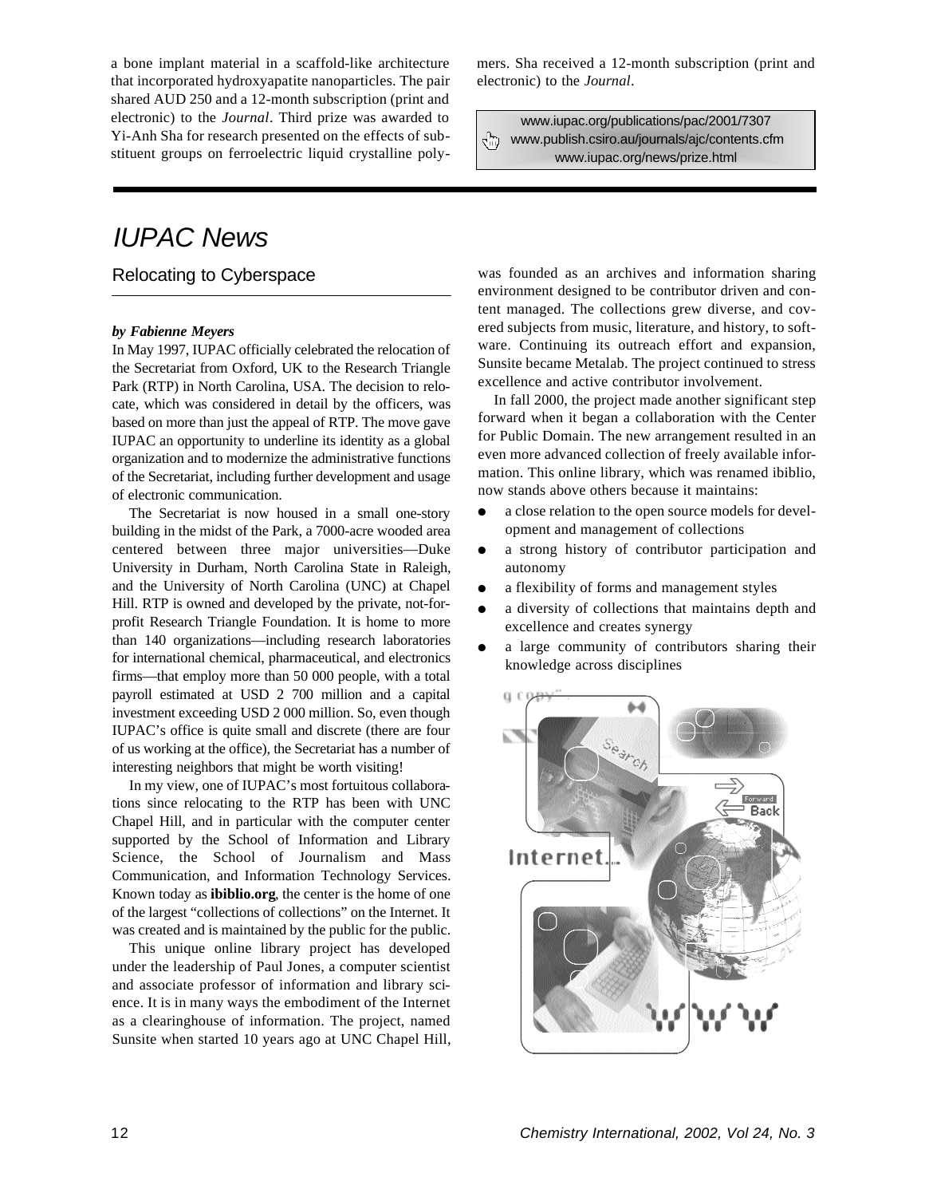a bone implant material in a scaffold-like architecture that incorporated hydroxyapatite nanoparticles. The pair shared AUD 250 and a 12-month subscription (print and electronic) to the *Journal*. Third prize was awarded to Yi-Anh Sha for research presented on the effects of substituent groups on ferroelectric liquid crystalline polymers. Sha received a 12-month subscription (print and electronic) to the *Journal*.

www.iupac.org/publications/pac/2001/7307
www.publish.csiro.au/journals/ajc/contents.cfm
www.iupac.org/news/prize.html

# *IUPAC News*

## Relocating to Cyberspace

***by Fabienne Meyers***

In May 1997, IUPAC officially celebrated the relocation of the Secretariat from Oxford, UK to the Research Triangle Park (RTP) in North Carolina, USA. The decision to relocate, which was considered in detail by the officers, was based on more than just the appeal of RTP. The move gave IUPAC an opportunity to underline its identity as a global organization and to modernize the administrative functions of the Secretariat, including further development and usage of electronic communication.

The Secretariat is now housed in a small one-story building in the midst of the Park, a 7000-acre wooded area centered between three major universities—Duke University in Durham, North Carolina State in Raleigh, and the University of North Carolina (UNC) at Chapel Hill. RTP is owned and developed by the private, not-for-profit Research Triangle Foundation. It is home to more than 140 organizations—including research laboratories for international chemical, pharmaceutical, and electronics firms—that employ more than 50 000 people, with a total payroll estimated at USD 2 700 million and a capital investment exceeding USD 2 000 million. So, even though IUPAC's office is quite small and discrete (there are four of us working at the office), the Secretariat has a number of interesting neighbors that might be worth visiting!

In my view, one of IUPAC's most fortuitous collaborations since relocating to the RTP has been with UNC Chapel Hill, and in particular with the computer center supported by the School of Information and Library Science, the School of Journalism and Mass Communication, and Information Technology Services. Known today as **ibiblio.org**, the center is the home of one of the largest "collections of collections" on the Internet. It was created and is maintained by the public for the public.

This unique online library project has developed under the leadership of Paul Jones, a computer scientist and associate professor of information and library science. It is in many ways the embodiment of the Internet as a clearinghouse of information. The project, named Sunsite when started 10 years ago at UNC Chapel Hill, was founded as an archives and information sharing environment designed to be contributor driven and content managed. The collections grew diverse, and covered subjects from music, literature, and history, to software. Continuing its outreach effort and expansion, Sunsite became Metalab. The project continued to stress excellence and active contributor involvement.

In fall 2000, the project made another significant step forward when it began a collaboration with the Center for Public Domain. The new arrangement resulted in an even more advanced collection of freely available information. This online library, which was renamed ibiblio, now stands above others because it maintains:

- a close relation to the open source models for development and management of collections
- a strong history of contributor participation and autonomy
- a flexibility of forms and management styles
- a diversity of collections that maintains depth and excellence and creates synergy
- a large community of contributors sharing their knowledge across disciplines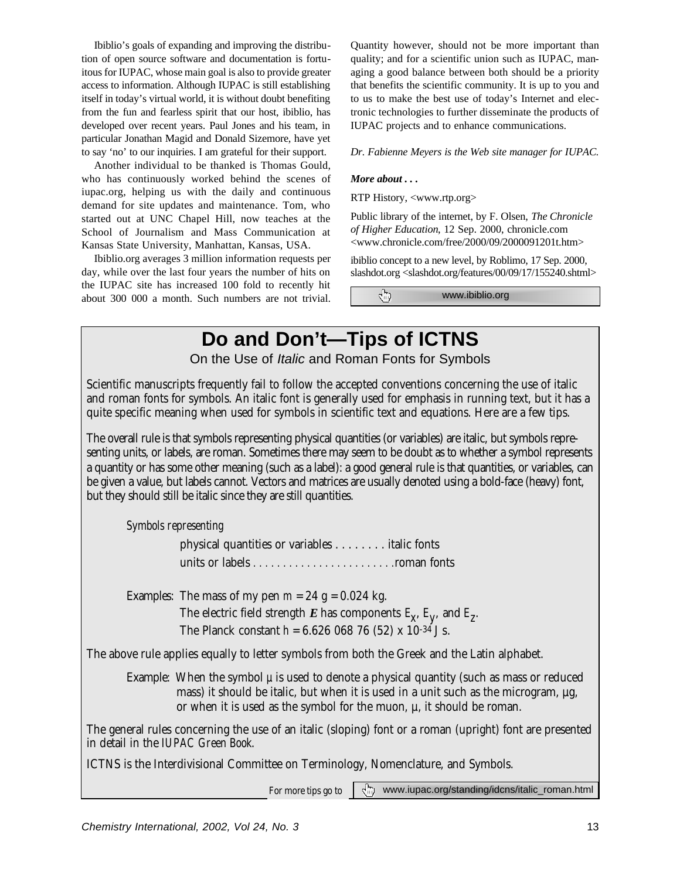Ibiblio's goals of expanding and improving the distribution of open source software and documentation is fortuitous for IUPAC, whose main goal is also to provide greater access to information. Although IUPAC is still establishing itself in today's virtual world, it is without doubt benefiting from the fun and fearless spirit that our host, ibiblio, has developed over recent years. Paul Jones and his team, in particular Jonathan Magid and Donald Sizemore, have yet to say 'no' to our inquiries. I am grateful for their support.

Another individual to be thanked is Thomas Gould, who has continuously worked behind the scenes of iupac.org, helping us with the daily and continuous demand for site updates and maintenance. Tom, who started out at UNC Chapel Hill, now teaches at the School of Journalism and Mass Communication at Kansas State University, Manhattan, Kansas, USA.

Ibiblio.org averages 3 million information requests per day, while over the last four years the number of hits on the IUPAC site has increased 100 fold to recently hit about 300 000 a month. Such numbers are not trivial. Quantity however, should not be more important than quality; and for a scientific union such as IUPAC, managing a good balance between both should be a priority that benefits the scientific community. It is up to you and to us to make the best use of today's Internet and electronic technologies to further disseminate the products of IUPAC projects and to enhance communications.

*Dr. Fabienne Meyers is the Web site manager for IUPAC.*

***More about . . .***

RTP History, <www.rtp.org>

Public library of the internet, by F. Olsen, *The Chronicle of Higher Education*, 12 Sep. 2000, chronicle.com <www.chronicle.com/free/2000/09/2000091201t.htm>

ibiblio concept to a new level, by Roblimo, 17 Sep. 2000, slashdot.org <slashdot.org/features/00/09/17/155240.shtml>

www.ibiblio.org

# Do and Don't—Tips of ICTNS

## On the Use of *Italic* and Roman Fonts for Symbols

Scientific manuscripts frequently fail to follow the accepted conventions concerning the use of italic and roman fonts for symbols. An italic font is generally used for emphasis in running text, but it has a quite specific meaning when used for symbols in scientific text and equations. Here are a few tips.

The overall rule is that symbols representing physical quantities (or variables) are italic, but symbols representing units, or labels, are roman. Sometimes there may seem to be doubt as to whether a symbol represents a quantity or has some other meaning (such as a label): a good general rule is that quantities, or variables, can be given a value, but labels cannot. Vectors and matrices are usually denoted using a bold-face (heavy) font, but they should still be italic since they are still quantities.

*Symbols representing*

physical quantities or variables . . . . . . . . italic fonts

units or labels . . . . . . . . . . . . . . . . . . . . . . . .roman fonts

Examples: The mass of my pen $m = 24\ \mathrm{g} = 0.024\ \mathrm{kg}$.

The electric field strength $\boldsymbol{E}$ has components $E_{\mathrm{x}}$, $E_{\mathrm{y}}$, and $E_{\mathrm{z}}$.

The Planck constant $h = 6.626\ 068\ 76\ (52) \times 10^{-34}\ \mathrm{J\ s}$.

The above rule applies equally to letter symbols from both the Greek and the Latin alphabet.

Example: When the symbol µ is used to denote a physical quantity (such as mass or reduced mass) it should be italic, but when it is used in a unit such as the microgram, µg, or when it is used as the symbol for the muon, µ, it should be roman.

The general rules concerning the use of an italic (sloping) font or a roman (upright) font are presented in detail in the *IUPAC Green Book*.

ICTNS is the Interdivisional Committee on Terminology, Nomenclature, and Symbols.

*For more tips go to* www.iupac.org/standing/idcns/italic_roman.html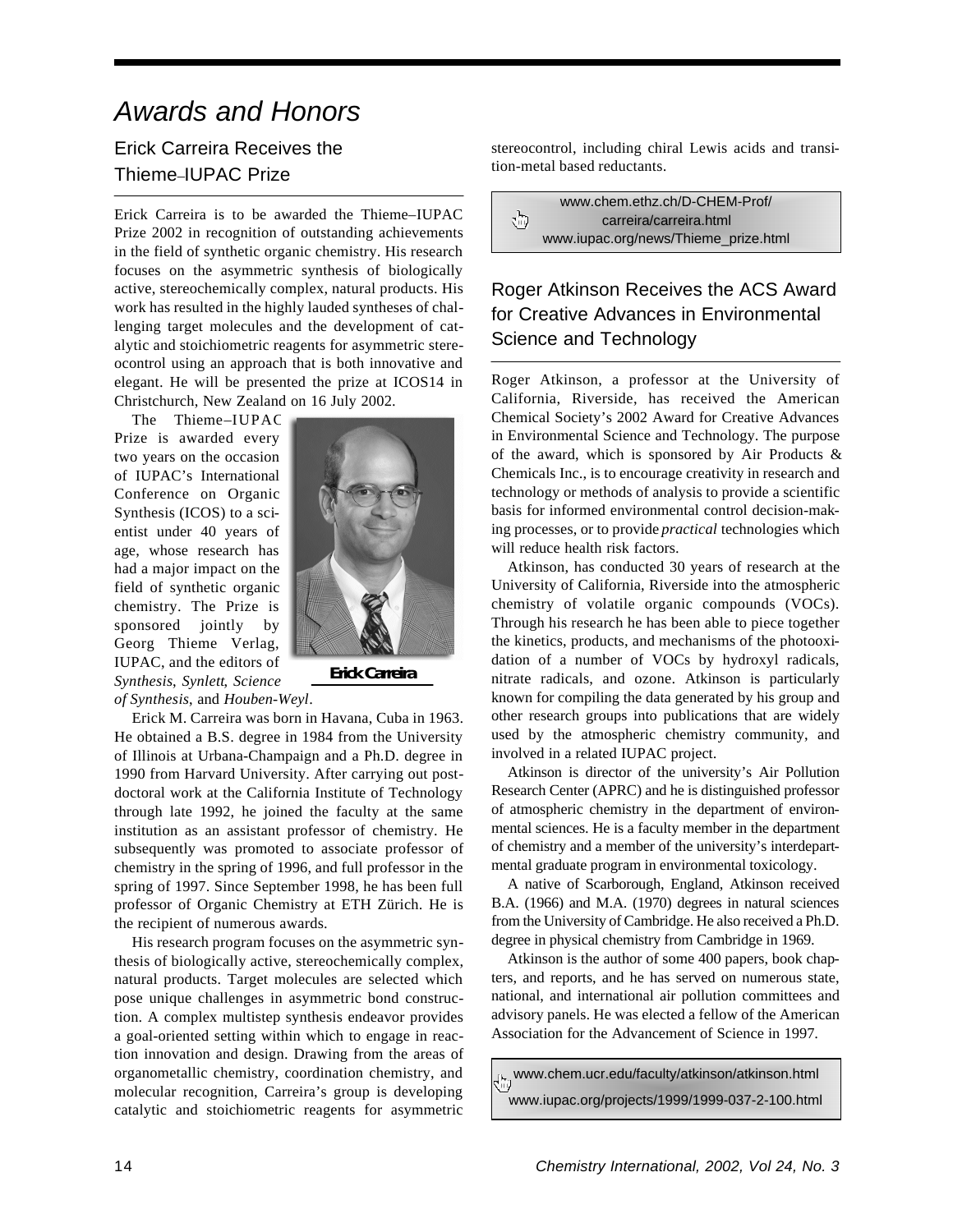# Awards and Honors

## Erick Carreira Receives the Thieme–IUPAC Prize

Erick Carreira is to be awarded the Thieme–IUPAC Prize 2002 in recognition of outstanding achievements in the field of synthetic organic chemistry. His research focuses on the asymmetric synthesis of biologically active, stereochemically complex, natural products. His work has resulted in the highly lauded syntheses of challenging target molecules and the development of catalytic and stoichiometric reagents for asymmetric stereocontrol using an approach that is both innovative and elegant. He will be presented the prize at ICOS14 in Christchurch, New Zealand on 16 July 2002.

The Thieme–IUPAC Prize is awarded every two years on the occasion of IUPAC's International Conference on Organic Synthesis (ICOS) to a scientist under 40 years of age, whose research has had a major impact on the field of synthetic organic chemistry. The Prize is sponsored jointly by Georg Thieme Verlag, IUPAC, and the editors of *Synthesis*, *Synlett*, *Science of Synthesis*, and *Houben-Weyl*.

**Erick Carreira**

Erick M. Carreira was born in Havana, Cuba in 1963. He obtained a B.S. degree in 1984 from the University of Illinois at Urbana-Champaign and a Ph.D. degree in 1990 from Harvard University. After carrying out postdoctoral work at the California Institute of Technology through late 1992, he joined the faculty at the same institution as an assistant professor of chemistry. He subsequently was promoted to associate professor of chemistry in the spring of 1996, and full professor in the spring of 1997. Since September 1998, he has been full professor of Organic Chemistry at ETH Zürich. He is the recipient of numerous awards.

His research program focuses on the asymmetric synthesis of biologically active, stereochemically complex, natural products. Target molecules are selected which pose unique challenges in asymmetric bond construction. A complex multistep synthesis endeavor provides a goal-oriented setting within which to engage in reaction innovation and design. Drawing from the areas of organometallic chemistry, coordination chemistry, and molecular recognition, Carreira's group is developing catalytic and stoichiometric reagents for asymmetric stereocontrol, including chiral Lewis acids and transition-metal based reductants.

www.chem.ethz.ch/D-CHEM-Prof/carreira/carreira.html
www.iupac.org/news/Thieme_prize.html

## Roger Atkinson Receives the ACS Award for Creative Advances in Environmental Science and Technology

Roger Atkinson, a professor at the University of California, Riverside, has received the American Chemical Society's 2002 Award for Creative Advances in Environmental Science and Technology. The purpose of the award, which is sponsored by Air Products & Chemicals Inc., is to encourage creativity in research and technology or methods of analysis to provide a scientific basis for informed environmental control decision-making processes, or to provide *practical* technologies which will reduce health risk factors.

Atkinson, has conducted 30 years of research at the University of California, Riverside into the atmospheric chemistry of volatile organic compounds (VOCs). Through his research he has been able to piece together the kinetics, products, and mechanisms of the photooxidation of a number of VOCs by hydroxyl radicals, nitrate radicals, and ozone. Atkinson is particularly known for compiling the data generated by his group and other research groups into publications that are widely used by the atmospheric chemistry community, and involved in a related IUPAC project.

Atkinson is director of the university's Air Pollution Research Center (APRC) and he is distinguished professor of atmospheric chemistry in the department of environmental sciences. He is a faculty member in the department of chemistry and a member of the university's interdepartmental graduate program in environmental toxicology.

A native of Scarborough, England, Atkinson received B.A. (1966) and M.A. (1970) degrees in natural sciences from the University of Cambridge. He also received a Ph.D. degree in physical chemistry from Cambridge in 1969.

Atkinson is the author of some 400 papers, book chapters, and reports, and he has served on numerous state, national, and international air pollution committees and advisory panels. He was elected a fellow of the American Association for the Advancement of Science in 1997.

www.chem.ucr.edu/faculty/atkinson/atkinson.html
www.iupac.org/projects/1999/1999-037-2-100.html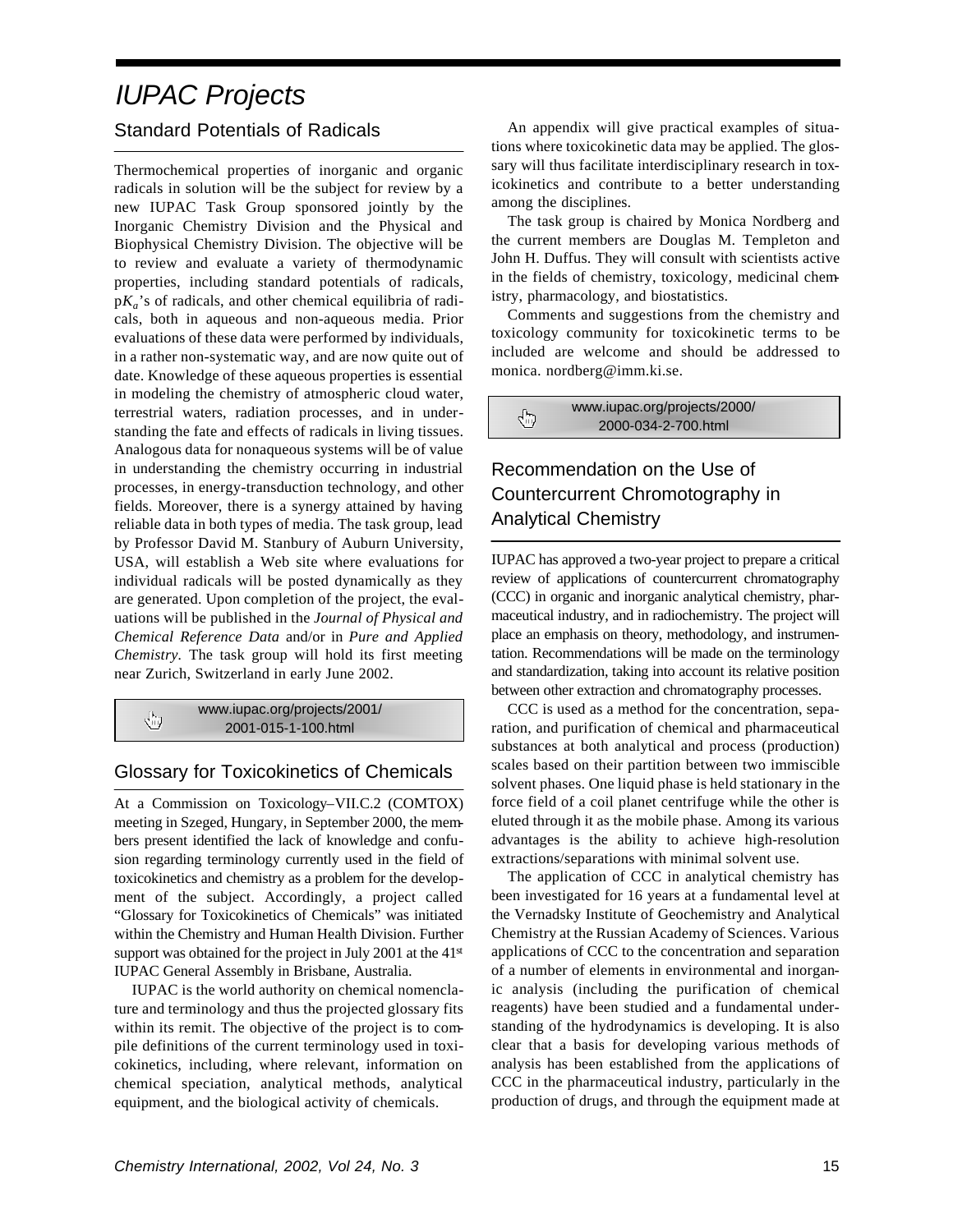# IUPAC Projects

## Standard Potentials of Radicals

Thermochemical properties of inorganic and organic radicals in solution will be the subject for review by a new IUPAC Task Group sponsored jointly by the Inorganic Chemistry Division and the Physical and Biophysical Chemistry Division. The objective will be to review and evaluate a variety of thermodynamic properties, including standard potentials of radicals, p$K_a$'s of radicals, and other chemical equilibria of radicals, both in aqueous and non-aqueous media. Prior evaluations of these data were performed by individuals, in a rather non-systematic way, and are now quite out of date. Knowledge of these aqueous properties is essential in modeling the chemistry of atmospheric cloud water, terrestrial waters, radiation processes, and in understanding the fate and effects of radicals in living tissues. Analogous data for nonaqueous systems will be of value in understanding the chemistry occurring in industrial processes, in energy-transduction technology, and other fields. Moreover, there is a synergy attained by having reliable data in both types of media. The task group, lead by Professor David M. Stanbury of Auburn University, USA, will establish a Web site where evaluations for individual radicals will be posted dynamically as they are generated. Upon completion of the project, the evaluations will be published in the *Journal of Physical and Chemical Reference Data* and/or in *Pure and Applied Chemistry*. The task group will hold its first meeting near Zurich, Switzerland in early June 2002.

www.iupac.org/projects/2001/2001-015-1-100.html

## Glossary for Toxicokinetics of Chemicals

At a Commission on Toxicology–VII.C.2 (COMTOX) meeting in Szeged, Hungary, in September 2000, the members present identified the lack of knowledge and confusion regarding terminology currently used in the field of toxicokinetics and chemistry as a problem for the development of the subject. Accordingly, a project called "Glossary for Toxicokinetics of Chemicals" was initiated within the Chemistry and Human Health Division. Further support was obtained for the project in July 2001 at the 41st IUPAC General Assembly in Brisbane, Australia.

IUPAC is the world authority on chemical nomenclature and terminology and thus the projected glossary fits within its remit. The objective of the project is to compile definitions of the current terminology used in toxicokinetics, including, where relevant, information on chemical speciation, analytical methods, analytical equipment, and the biological activity of chemicals.

An appendix will give practical examples of situations where toxicokinetic data may be applied. The glossary will thus facilitate interdisciplinary research in toxicokinetics and contribute to a better understanding among the disciplines.

The task group is chaired by Monica Nordberg and the current members are Douglas M. Templeton and John H. Duffus. They will consult with scientists active in the fields of chemistry, toxicology, medicinal chemistry, pharmacology, and biostatistics.

Comments and suggestions from the chemistry and toxicology community for toxicokinetic terms to be included are welcome and should be addressed to monica. nordberg@imm.ki.se.

www.iupac.org/projects/2000/2000-034-2-700.html

## Recommendation on the Use of Countercurrent Chromotography in Analytical Chemistry

IUPAC has approved a two-year project to prepare a critical review of applications of countercurrent chromatography (CCC) in organic and inorganic analytical chemistry, pharmaceutical industry, and in radiochemistry. The project will place an emphasis on theory, methodology, and instrumentation. Recommendations will be made on the terminology and standardization, taking into account its relative position between other extraction and chromatography processes.

CCC is used as a method for the concentration, separation, and purification of chemical and pharmaceutical substances at both analytical and process (production) scales based on their partition between two immiscible solvent phases. One liquid phase is held stationary in the force field of a coil planet centrifuge while the other is eluted through it as the mobile phase. Among its various advantages is the ability to achieve high-resolution extractions/separations with minimal solvent use.

The application of CCC in analytical chemistry has been investigated for 16 years at a fundamental level at the Vernadsky Institute of Geochemistry and Analytical Chemistry at the Russian Academy of Sciences. Various applications of CCC to the concentration and separation of a number of elements in environmental and inorganic analysis (including the purification of chemical reagents) have been studied and a fundamental understanding of the hydrodynamics is developing. It is also clear that a basis for developing various methods of analysis has been established from the applications of CCC in the pharmaceutical industry, particularly in the production of drugs, and through the equipment made at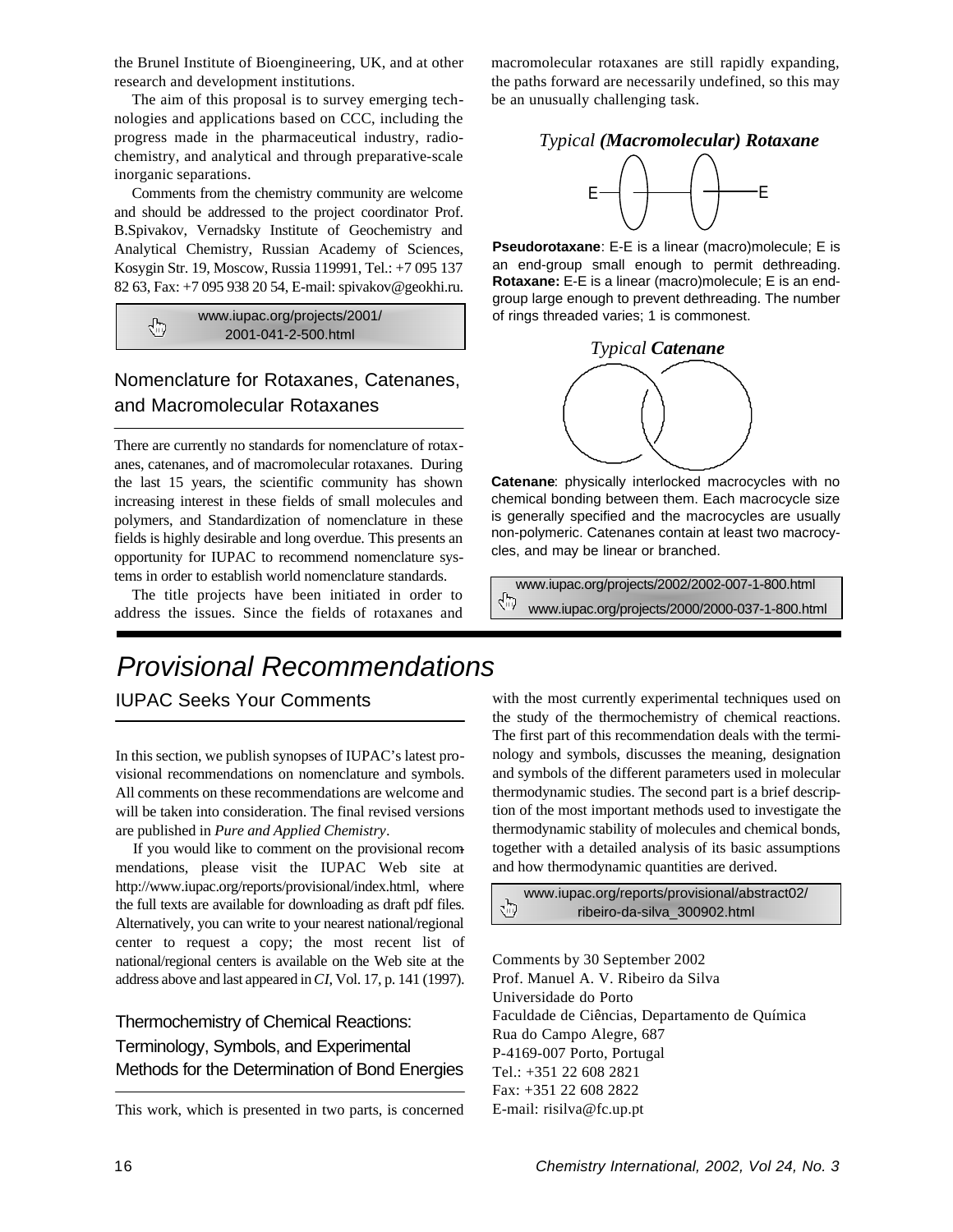the Brunel Institute of Bioengineering, UK, and at other research and development institutions.

The aim of this proposal is to survey emerging technologies and applications based on CCC, including the progress made in the pharmaceutical industry, radiochemistry, and analytical and through preparative-scale inorganic separations.

Comments from the chemistry community are welcome and should be addressed to the project coordinator Prof. B.Spivakov, Vernadsky Institute of Geochemistry and Analytical Chemistry, Russian Academy of Sciences, Kosygin Str. 19, Moscow, Russia 119991, Tel.: +7 095 137 82 63, Fax: +7 095 938 20 54, E-mail: spivakov@geokhi.ru.

www.iupac.org/projects/2001/2001-041-2-500.html

## Nomenclature for Rotaxanes, Catenanes, and Macromolecular Rotaxanes

There are currently no standards for nomenclature of rotaxanes, catenanes, and of macromolecular rotaxanes. During the last 15 years, the scientific community has shown increasing interest in these fields of small molecules and polymers, and Standardization of nomenclature in these fields is highly desirable and long overdue. This presents an opportunity for IUPAC to recommend nomenclature systems in order to establish world nomenclature standards.

The title projects have been initiated in order to address the issues. Since the fields of rotaxanes and macromolecular rotaxanes are still rapidly expanding, the paths forward are necessarily undefined, so this may be an unusually challenging task.

*Typical* ***(Macromolecular) Rotaxane***

E——E

**Pseudorotaxane**: E-E is a linear (macro)molecule; E is an end-group small enough to permit dethreading. **Rotaxane:** E-E is a linear (macro)molecule; E is an end-group large enough to prevent dethreading. The number of rings threaded varies; 1 is commonest.

*Typical* ***Catenane***

**Catenane**: physically interlocked macrocycles with no chemical bonding between them. Each macrocycle size is generally specified and the macrocycles are usually non-polymeric. Catenanes contain at least two macrocycles, and may be linear or branched.

www.iupac.org/projects/2002/2002-007-1-800.html
www.iupac.org/projects/2000/2000-037-1-800.html

# *Provisional Recommendations*

## IUPAC Seeks Your Comments

In this section, we publish synopses of IUPAC's latest provisional recommendations on nomenclature and symbols. All comments on these recommendations are welcome and will be taken into consideration. The final revised versions are published in *Pure and Applied Chemistry*.

If you would like to comment on the provisional recommendations, please visit the IUPAC Web site at http://www.iupac.org/reports/provisional/index.html, where the full texts are available for downloading as draft pdf files. Alternatively, you can write to your nearest national/regional center to request a copy; the most recent list of national/regional centers is available on the Web site at the address above and last appeared in *CI*, Vol. 17, p. 141 (1997).

### Thermochemistry of Chemical Reactions: Terminology, Symbols, and Experimental Methods for the Determination of Bond Energies

This work, which is presented in two parts, is concerned with the most currently experimental techniques used on the study of the thermochemistry of chemical reactions. The first part of this recommendation deals with the terminology and symbols, discusses the meaning, designation and symbols of the different parameters used in molecular thermodynamic studies. The second part is a brief description of the most important methods used to investigate the thermodynamic stability of molecules and chemical bonds, together with a detailed analysis of its basic assumptions and how thermodynamic quantities are derived.

www.iupac.org/reports/provisional/abstract02/ribeiro-da-silva_300902.html

Comments by 30 September 2002
Prof. Manuel A. V. Ribeiro da Silva
Universidade do Porto
Faculdade de Ciências, Departamento de Química
Rua do Campo Alegre, 687
P-4169-007 Porto, Portugal
Tel.: +351 22 608 2821
Fax: +351 22 608 2822
E-mail: risilva@fc.up.pt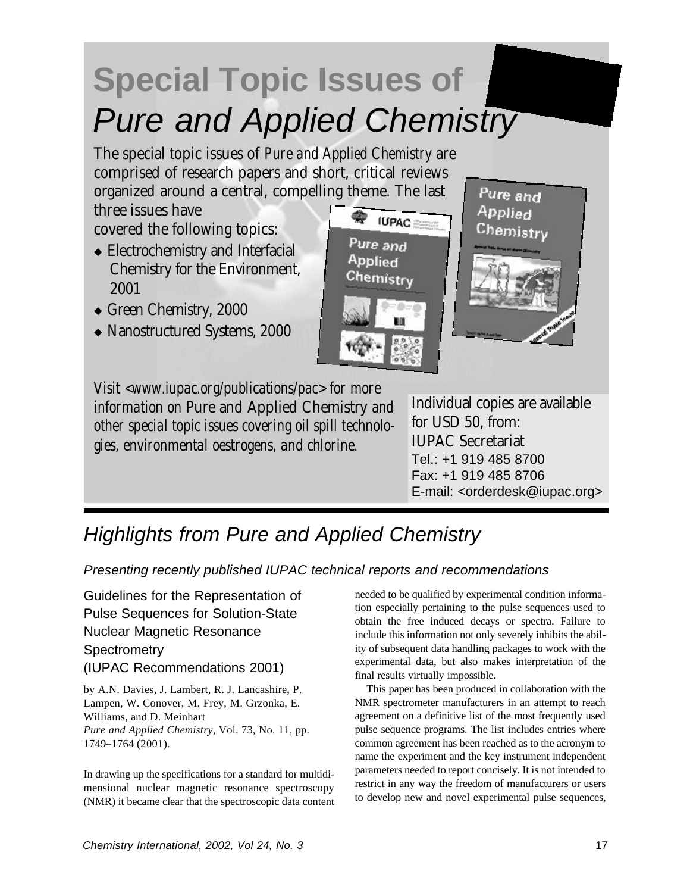# Special Topic Issues of *Pure and Applied Chemistry*

The special topic issues of *Pure and Applied Chemistry* are comprised of research papers and short, critical reviews organized around a central, compelling theme. The last three issues have covered the following topics:

- Electrochemistry and Interfacial Chemistry for the Environment, 2001
- Green Chemistry, 2000
- Nanostructured Systems, 2000

*Visit <www.iupac.org/publications/pac> for more information on* Pure and Applied Chemistry *and other special topic issues covering oil spill technologies, environmental oestrogens, and chlorine.*

Individual copies are available for USD 50, from:
IUPAC Secretariat
Tel.: +1 919 485 8700
Fax: +1 919 485 8706
E-mail: <orderdesk@iupac.org>

## *Highlights from Pure and Applied Chemistry*

*Presenting recently published IUPAC technical reports and recommendations*

### Guidelines for the Representation of Pulse Sequences for Solution-State Nuclear Magnetic Resonance Spectrometry (IUPAC Recommendations 2001)

by A.N. Davies, J. Lambert, R. J. Lancashire, P. Lampen, W. Conover, M. Frey, M. Grzonka, E. Williams, and D. Meinhart
*Pure and Applied Chemistry*, Vol. 73, No. 11, pp. 1749–1764 (2001).

In drawing up the specifications for a standard for multidimensional nuclear magnetic resonance spectroscopy (NMR) it became clear that the spectroscopic data content needed to be qualified by experimental condition information especially pertaining to the pulse sequences used to obtain the free induced decays or spectra. Failure to include this information not only severely inhibits the ability of subsequent data handling packages to work with the experimental data, but also makes interpretation of the final results virtually impossible.

This paper has been produced in collaboration with the NMR spectrometer manufacturers in an attempt to reach agreement on a definitive list of the most frequently used pulse sequence programs. The list includes entries where common agreement has been reached as to the acronym to name the experiment and the key instrument independent parameters needed to report concisely. It is not intended to restrict in any way the freedom of manufacturers or users to develop new and novel experimental pulse sequences,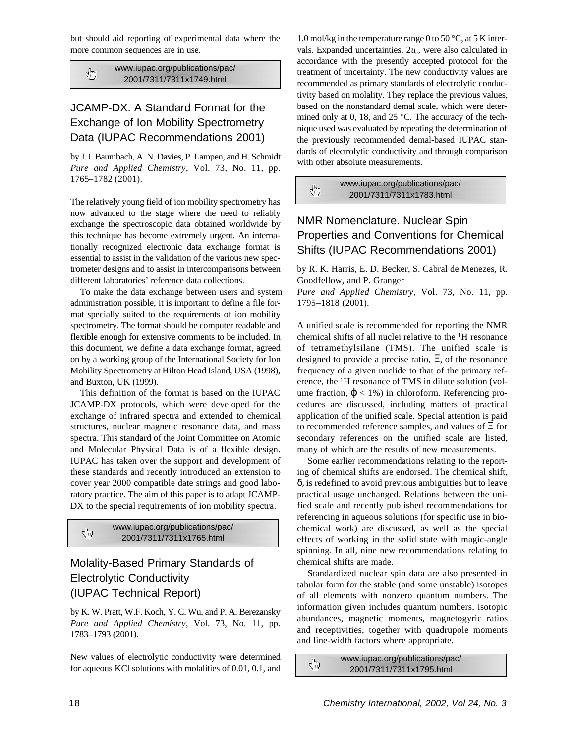but should aid reporting of experimental data where the more common sequences are in use.

www.iupac.org/publications/pac/2001/7311/7311x1749.html

## JCAMP-DX. A Standard Format for the Exchange of Ion Mobility Spectrometry Data (IUPAC Recommendations 2001)

by J. I. Baumbach, A. N. Davies, P. Lampen, and H. Schmidt
*Pure and Applied Chemistry*, Vol. 73, No. 11, pp. 1765–1782 (2001).

The relatively young field of ion mobility spectrometry has now advanced to the stage where the need to reliably exchange the spectroscopic data obtained worldwide by this technique has become extremely urgent. An internationally recognized electronic data exchange format is essential to assist in the validation of the various new spectrometer designs and to assist in intercomparisons between different laboratories' reference data collections.

To make the data exchange between users and system administration possible, it is important to define a file format specially suited to the requirements of ion mobility spectrometry. The format should be computer readable and flexible enough for extensive comments to be included. In this document, we define a data exchange format, agreed on by a working group of the International Society for Ion Mobility Spectrometry at Hilton Head Island, USA (1998), and Buxton, UK (1999).

This definition of the format is based on the IUPAC JCAMP-DX protocols, which were developed for the exchange of infrared spectra and extended to chemical structures, nuclear magnetic resonance data, and mass spectra. This standard of the Joint Committee on Atomic and Molecular Physical Data is of a flexible design. IUPAC has taken over the support and development of these standards and recently introduced an extension to cover year 2000 compatible date strings and good laboratory practice. The aim of this paper is to adapt JCAMP-DX to the special requirements of ion mobility spectra.

www.iupac.org/publications/pac/2001/7311/7311x1765.html

## Molality-Based Primary Standards of Electrolytic Conductivity (IUPAC Technical Report)

by K. W. Pratt, W.F. Koch, Y. C. Wu, and P. A. Berezansky
*Pure and Applied Chemistry*, Vol. 73, No. 11, pp. 1783–1793 (2001).

New values of electrolytic conductivity were determined for aqueous KCl solutions with molalities of 0.01, 0.1, and 1.0 mol/kg in the temperature range 0 to 50 °C, at 5 K intervals. Expanded uncertainties, $2u_c$, were also calculated in accordance with the presently accepted protocol for the treatment of uncertainty. The new conductivity values are recommended as primary standards of electrolytic conductivity based on molality. They replace the previous values, based on the nonstandard demal scale, which were determined only at 0, 18, and 25 °C. The accuracy of the technique used was evaluated by repeating the determination of the previously recommended demal-based IUPAC standards of electrolytic conductivity and through comparison with other absolute measurements.

www.iupac.org/publications/pac/2001/7311/7311x1783.html

## NMR Nomenclature. Nuclear Spin Properties and Conventions for Chemical Shifts (IUPAC Recommendations 2001)

by R. K. Harris, E. D. Becker, S. Cabral de Menezes, R. Goodfellow, and P. Granger
*Pure and Applied Chemistry*, Vol. 73, No. 11, pp. 1795–1818 (2001).

A unified scale is recommended for reporting the NMR chemical shifts of all nuclei relative to the $^1$H resonance of tetramethylsilane (TMS). The unified scale is designed to provide a precise ratio, $\Xi$, of the resonance frequency of a given nuclide to that of the primary reference, the $^1$H resonance of TMS in dilute solution (volume fraction, $\varphi < 1\%$) in chloroform. Referencing procedures are discussed, including matters of practical application of the unified scale. Special attention is paid to recommended reference samples, and values of $\Xi$ for secondary references on the unified scale are listed, many of which are the results of new measurements.

Some earlier recommendations relating to the reporting of chemical shifts are endorsed. The chemical shift, $\delta$, is redefined to avoid previous ambiguities but to leave practical usage unchanged. Relations between the unified scale and recently published recommendations for referencing in aqueous solutions (for specific use in biochemical work) are discussed, as well as the special effects of working in the solid state with magic-angle spinning. In all, nine new recommendations relating to chemical shifts are made.

Standardized nuclear spin data are also presented in tabular form for the stable (and some unstable) isotopes of all elements with nonzero quantum numbers. The information given includes quantum numbers, isotopic abundances, magnetic moments, magnetogyric ratios and receptivities, together with quadrupole moments and line-width factors where appropriate.

www.iupac.org/publications/pac/2001/7311/7311x1795.html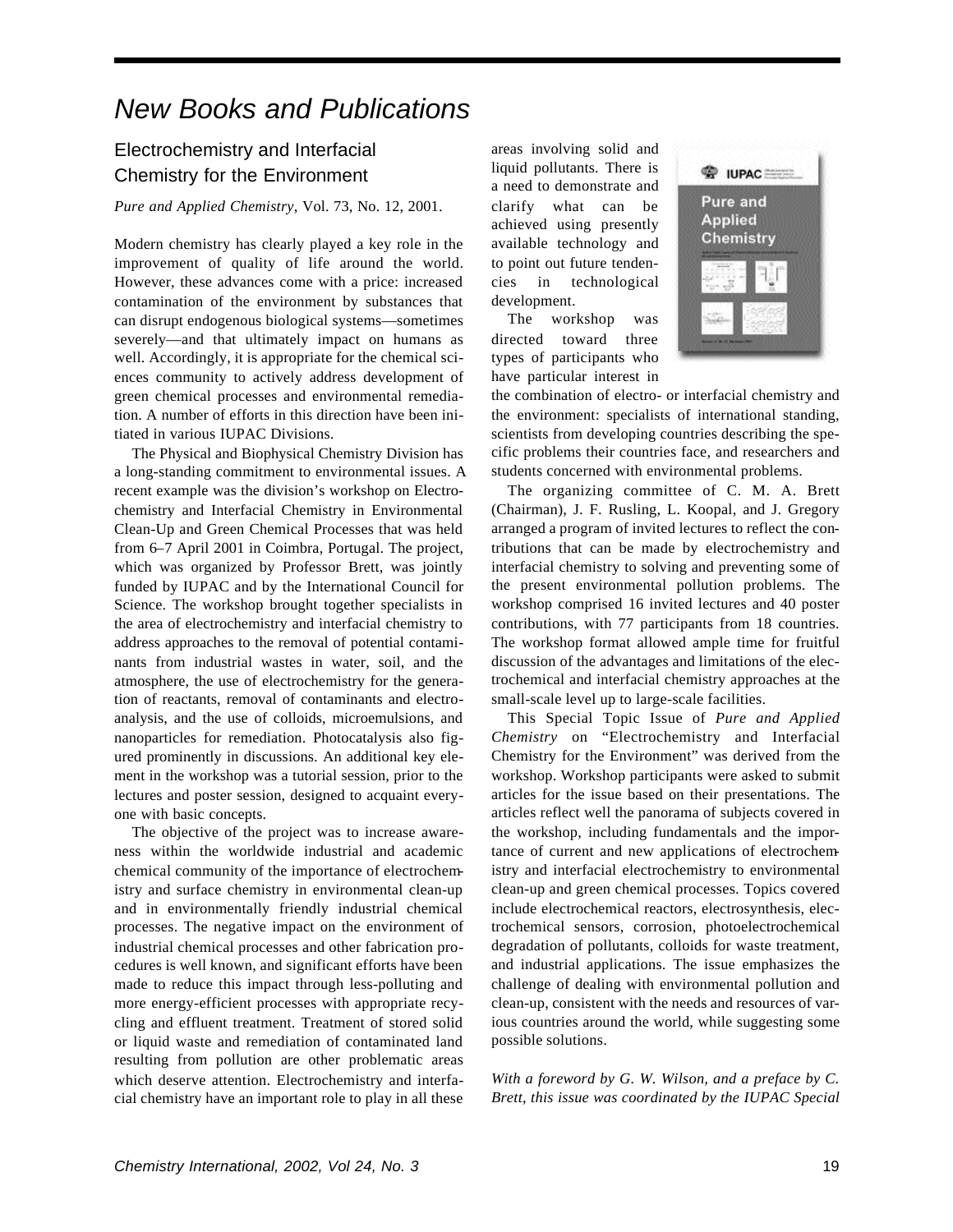# New Books and Publications

## Electrochemistry and Interfacial Chemistry for the Environment

*Pure and Applied Chemistry,* Vol. 73, No. 12, 2001.

Modern chemistry has clearly played a key role in the improvement of quality of life around the world. However, these advances come with a price: increased contamination of the environment by substances that can disrupt endogenous biological systems—sometimes severely—and that ultimately impact on humans as well. Accordingly, it is appropriate for the chemical sciences community to actively address development of green chemical processes and environmental remediation. A number of efforts in this direction have been initiated in various IUPAC Divisions.

The Physical and Biophysical Chemistry Division has a long-standing commitment to environmental issues. A recent example was the division's workshop on Electrochemistry and Interfacial Chemistry in Environmental Clean-Up and Green Chemical Processes that was held from 6–7 April 2001 in Coimbra, Portugal. The project, which was organized by Professor Brett, was jointly funded by IUPAC and by the International Council for Science. The workshop brought together specialists in the area of electrochemistry and interfacial chemistry to address approaches to the removal of potential contaminants from industrial wastes in water, soil, and the atmosphere, the use of electrochemistry for the generation of reactants, removal of contaminants and electroanalysis, and the use of colloids, microemulsions, and nanoparticles for remediation. Photocatalysis also figured prominently in discussions. An additional key element in the workshop was a tutorial session, prior to the lectures and poster session, designed to acquaint everyone with basic concepts.

The objective of the project was to increase awareness within the worldwide industrial and academic chemical community of the importance of electrochemistry and surface chemistry in environmental clean-up and in environmentally friendly industrial chemical processes. The negative impact on the environment of industrial chemical processes and other fabrication procedures is well known, and significant efforts have been made to reduce this impact through less-polluting and more energy-efficient processes with appropriate recycling and effluent treatment. Treatment of stored solid or liquid waste and remediation of contaminated land resulting from pollution are other problematic areas which deserve attention. Electrochemistry and interfacial chemistry have an important role to play in all these areas involving solid and liquid pollutants. There is a need to demonstrate and clarify what can be achieved using presently available technology and to point out future tendencies in technological development.

The workshop was directed toward three types of participants who have particular interest in the combination of electro- or interfacial chemistry and the environment: specialists of international standing, scientists from developing countries describing the specific problems their countries face, and researchers and students concerned with environmental problems.

The organizing committee of C. M. A. Brett (Chairman), J. F. Rusling, L. Koopal, and J. Gregory arranged a program of invited lectures to reflect the contributions that can be made by electrochemistry and interfacial chemistry to solving and preventing some of the present environmental pollution problems. The workshop comprised 16 invited lectures and 40 poster contributions, with 77 participants from 18 countries. The workshop format allowed ample time for fruitful discussion of the advantages and limitations of the electrochemical and interfacial chemistry approaches at the small-scale level up to large-scale facilities.

This Special Topic Issue of *Pure and Applied Chemistry* on "Electrochemistry and Interfacial Chemistry for the Environment" was derived from the workshop. Workshop participants were asked to submit articles for the issue based on their presentations. The articles reflect well the panorama of subjects covered in the workshop, including fundamentals and the importance of current and new applications of electrochemistry and interfacial electrochemistry to environmental clean-up and green chemical processes. Topics covered include electrochemical reactors, electrosynthesis, electrochemical sensors, corrosion, photoelectrochemical degradation of pollutants, colloids for waste treatment, and industrial applications. The issue emphasizes the challenge of dealing with environmental pollution and clean-up, consistent with the needs and resources of various countries around the world, while suggesting some possible solutions.

*With a foreword by G. W. Wilson, and a preface by C. Brett, this issue was coordinated by the IUPAC Special*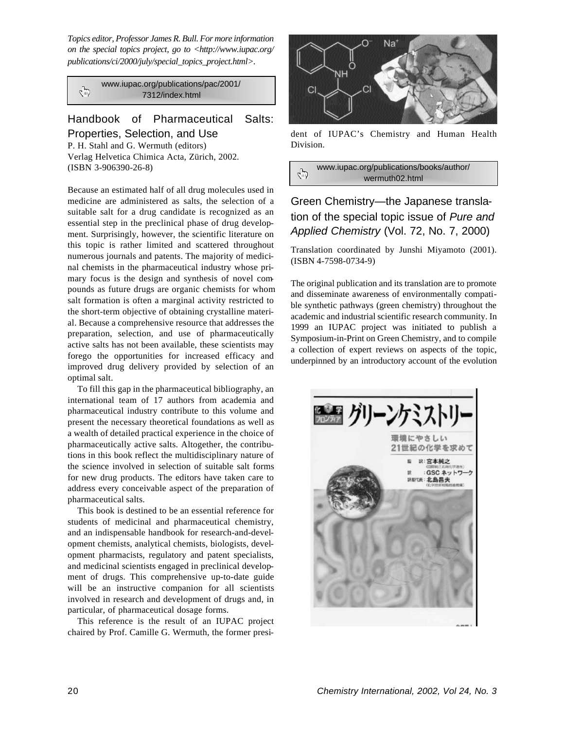*Topics editor, Professor James R. Bull. For more information on the special topics project, go to <http://www.iupac.org/publications/ci/2000/july/special_topics_project.html>.*

www.iupac.org/publications/pac/2001/7312/index.html

## Handbook of Pharmaceutical Salts: Properties, Selection, and Use

P. H. Stahl and G. Wermuth (editors)
Verlag Helvetica Chimica Acta, Zürich, 2002.
(ISBN 3-906390-26-8)

Because an estimated half of all drug molecules used in medicine are administered as salts, the selection of a suitable salt for a drug candidate is recognized as an essential step in the preclinical phase of drug development. Surprisingly, however, the scientific literature on this topic is rather limited and scattered throughout numerous journals and patents. The majority of medicinal chemists in the pharmaceutical industry whose primary focus is the design and synthesis of novel compounds as future drugs are organic chemists for whom salt formation is often a marginal activity restricted to the short-term objective of obtaining crystalline material. Because a comprehensive resource that addresses the preparation, selection, and use of pharmaceutically active salts has not been available, these scientists may forego the opportunities for increased efficacy and improved drug delivery provided by selection of an optimal salt.

To fill this gap in the pharmaceutical bibliography, an international team of 17 authors from academia and pharmaceutical industry contribute to this volume and present the necessary theoretical foundations as well as a wealth of detailed practical experience in the choice of pharmaceutically active salts. Altogether, the contributions in this book reflect the multidisciplinary nature of the science involved in selection of suitable salt forms for new drug products. The editors have taken care to address every conceivable aspect of the preparation of pharmaceutical salts.

This book is destined to be an essential reference for students of medicinal and pharmaceutical chemistry, and an indispensable handbook for research-and-development chemists, analytical chemists, biologists, development pharmacists, regulatory and patent specialists, and medicinal scientists engaged in preclinical development of drugs. This comprehensive up-to-date guide will be an instructive companion for all scientists involved in research and development of drugs and, in particular, of pharmaceutical dosage forms.

This reference is the result of an IUPAC project chaired by Prof. Camille G. Wermuth, the former president of IUPAC's Chemistry and Human Health Division.

www.iupac.org/publications/books/author/wermuth02.html

## Green Chemistry—the Japanese translation of the special topic issue of *Pure and Applied Chemistry* (Vol. 72, No. 7, 2000)

Translation coordinated by Junshi Miyamoto (2001).
(ISBN 4-7598-0734-9)

The original publication and its translation are to promote and disseminate awareness of environmentally compatible synthetic pathways (green chemistry) throughout the academic and industrial scientific research community. In 1999 an IUPAC project was initiated to publish a Symposium-in-Print on Green Chemistry, and to compile a collection of expert reviews on aspects of the topic, underpinned by an introductory account of the evolution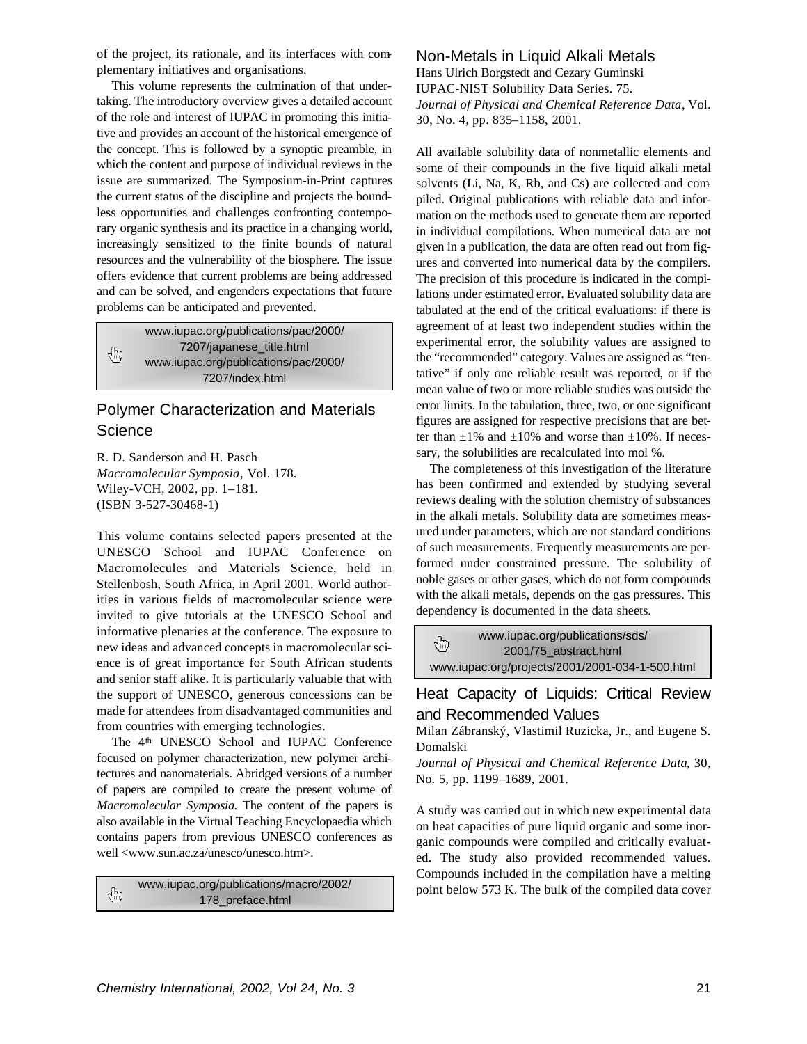of the project, its rationale, and its interfaces with complementary initiatives and organisations.

This volume represents the culmination of that undertaking. The introductory overview gives a detailed account of the role and interest of IUPAC in promoting this initiative and provides an account of the historical emergence of the concept. This is followed by a synoptic preamble, in which the content and purpose of individual reviews in the issue are summarized. The Symposium-in-Print captures the current status of the discipline and projects the boundless opportunities and challenges confronting contemporary organic synthesis and its practice in a changing world, increasingly sensitized to the finite bounds of natural resources and the vulnerability of the biosphere. The issue offers evidence that current problems are being addressed and can be solved, and engenders expectations that future problems can be anticipated and prevented.

www.iupac.org/publications/pac/2000/7207/japanese_title.html
www.iupac.org/publications/pac/2000/7207/index.html

## Polymer Characterization and Materials Science

R. D. Sanderson and H. Pasch
*Macromolecular Symposia*, Vol. 178.
Wiley-VCH, 2002, pp. 1–181.
(ISBN 3-527-30468-1)

This volume contains selected papers presented at the UNESCO School and IUPAC Conference on Macromolecules and Materials Science, held in Stellenbosh, South Africa, in April 2001. World authorities in various fields of macromolecular science were invited to give tutorials at the UNESCO School and informative plenaries at the conference. The exposure to new ideas and advanced concepts in macromolecular science is of great importance for South African students and senior staff alike. It is particularly valuable that with the support of UNESCO, generous concessions can be made for attendees from disadvantaged communities and from countries with emerging technologies.

The 4th UNESCO School and IUPAC Conference focused on polymer characterization, new polymer architectures and nanomaterials. Abridged versions of a number of papers are compiled to create the present volume of *Macromolecular Symposia.* The content of the papers is also available in the Virtual Teaching Encyclopaedia which contains papers from previous UNESCO conferences as well <www.sun.ac.za/unesco/unesco.htm>.

www.iupac.org/publications/macro/2002/178_preface.html

## Non-Metals in Liquid Alkali Metals

Hans Ulrich Borgstedt and Cezary Guminski
IUPAC-NIST Solubility Data Series. 75.
*Journal of Physical and Chemical Reference Data*, Vol. 30, No. 4, pp. 835–1158, 2001.

All available solubility data of nonmetallic elements and some of their compounds in the five liquid alkali metal solvents (Li, Na, K, Rb, and Cs) are collected and compiled. Original publications with reliable data and information on the methods used to generate them are reported in individual compilations. When numerical data are not given in a publication, the data are often read out from figures and converted into numerical data by the compilers. The precision of this procedure is indicated in the compilations under estimated error. Evaluated solubility data are tabulated at the end of the critical evaluations: if there is agreement of at least two independent studies within the experimental error, the solubility values are assigned to the "recommended" category. Values are assigned as "tentative" if only one reliable result was reported, or if the mean value of two or more reliable studies was outside the error limits. In the tabulation, three, two, or one significant figures are assigned for respective precisions that are better than $\pm 1\%$ and $\pm 10\%$ and worse than $\pm 10\%$. If necessary, the solubilities are recalculated into mol %.

The completeness of this investigation of the literature has been confirmed and extended by studying several reviews dealing with the solution chemistry of substances in the alkali metals. Solubility data are sometimes measured under parameters, which are not standard conditions of such measurements. Frequently measurements are performed under constrained pressure. The solubility of noble gases or other gases, which do not form compounds with the alkali metals, depends on the gas pressures. This dependency is documented in the data sheets.

www.iupac.org/publications/sds/2001/75_abstract.html
www.iupac.org/projects/2001/2001-034-1-500.html

## Heat Capacity of Liquids: Critical Review and Recommended Values

Milan Zábranský, Vlastimil Ruzicka, Jr., and Eugene S. Domalski
*Journal of Physical and Chemical Reference Data*, 30, No. 5, pp. 1199–1689, 2001.

A study was carried out in which new experimental data on heat capacities of pure liquid organic and some inorganic compounds were compiled and critically evaluated. The study also provided recommended values. Compounds included in the compilation have a melting point below 573 K. The bulk of the compiled data cover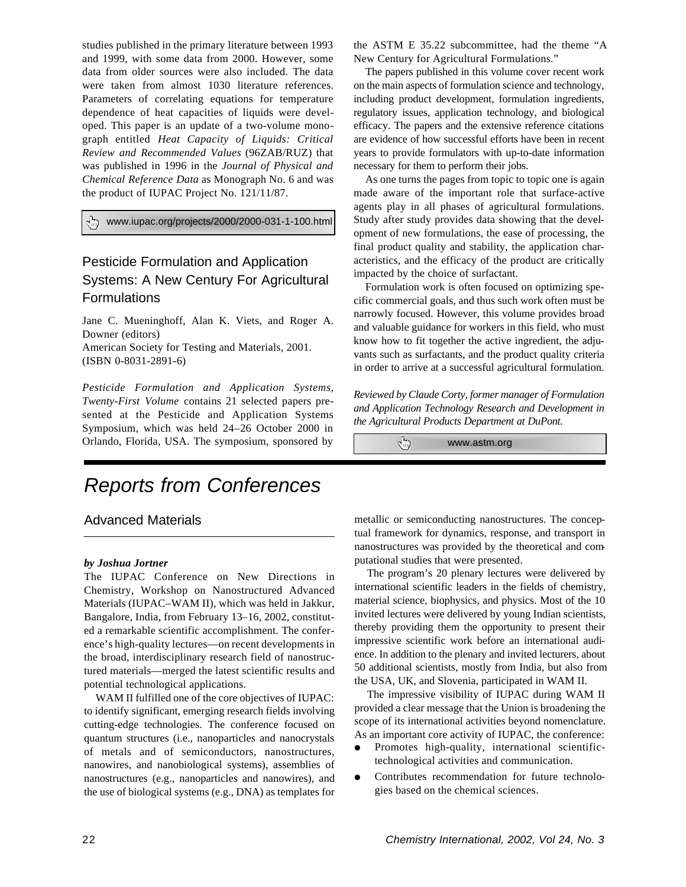studies published in the primary literature between 1993 and 1999, with some data from 2000. However, some data from older sources were also included. The data were taken from almost 1030 literature references. Parameters of correlating equations for temperature dependence of heat capacities of liquids were developed. This paper is an update of a two-volume monograph entitled *Heat Capacity of Liquids: Critical Review and Recommended Values* (96ZAB/RUZ) that was published in 1996 in the *Journal of Physical and Chemical Reference Data* as Monograph No. 6 and was the product of IUPAC Project No. 121/11/87.

www.iupac.org/projects/2000/2000-031-1-100.html

## Pesticide Formulation and Application Systems: A New Century For Agricultural Formulations

Jane C. Mueninghoff, Alan K. Viets, and Roger A. Downer (editors)
American Society for Testing and Materials, 2001.
(ISBN 0-8031-2891-6)

*Pesticide Formulation and Application Systems, Twenty-First Volume* contains 21 selected papers presented at the Pesticide and Application Systems Symposium, which was held 24–26 October 2000 in Orlando, Florida, USA. The symposium, sponsored by the ASTM E 35.22 subcommittee, had the theme "A New Century for Agricultural Formulations."

The papers published in this volume cover recent work on the main aspects of formulation science and technology, including product development, formulation ingredients, regulatory issues, application technology, and biological efficacy. The papers and the extensive reference citations are evidence of how successful efforts have been in recent years to provide formulators with up-to-date information necessary for them to perform their jobs.

As one turns the pages from topic to topic one is again made aware of the important role that surface-active agents play in all phases of agricultural formulations. Study after study provides data showing that the development of new formulations, the ease of processing, the final product quality and stability, the application characteristics, and the efficacy of the product are critically impacted by the choice of surfactant.

Formulation work is often focused on optimizing specific commercial goals, and thus such work often must be narrowly focused. However, this volume provides broad and valuable guidance for workers in this field, who must know how to fit together the active ingredient, the adjuvants such as surfactants, and the product quality criteria in order to arrive at a successful agricultural formulation.

*Reviewed by Claude Corty, former manager of Formulation and Application Technology Research and Development in the Agricultural Products Department at DuPont.*

www.astm.org

# Reports from Conferences

## Advanced Materials

***by Joshua Jortner***

The IUPAC Conference on New Directions in Chemistry, Workshop on Nanostructured Advanced Materials (IUPAC–WAM II), which was held in Jakkur, Bangalore, India, from February 13–16, 2002, constituted a remarkable scientific accomplishment. The conference's high-quality lectures—on recent developments in the broad, interdisciplinary research field of nanostructured materials—merged the latest scientific results and potential technological applications.

WAM II fulfilled one of the core objectives of IUPAC: to identify significant, emerging research fields involving cutting-edge technologies. The conference focused on quantum structures (i.e., nanoparticles and nanocrystals of metals and of semiconductors, nanostructures, nanowires, and nanobiological systems), assemblies of nanostructures (e.g., nanoparticles and nanowires), and the use of biological systems (e.g., DNA) as templates for metallic or semiconducting nanostructures. The conceptual framework for dynamics, response, and transport in nanostructures was provided by the theoretical and computational studies that were presented.

The program's 20 plenary lectures were delivered by international scientific leaders in the fields of chemistry, material science, biophysics, and physics. Most of the 10 invited lectures were delivered by young Indian scientists, thereby providing them the opportunity to present their impressive scientific work before an international audience. In addition to the plenary and invited lecturers, about 50 additional scientists, mostly from India, but also from the USA, UK, and Slovenia, participated in WAM II.

The impressive visibility of IUPAC during WAM II provided a clear message that the Union is broadening the scope of its international activities beyond nomenclature. As an important core activity of IUPAC, the conference:

- Promotes high-quality, international scientific-technological activities and communication.
- Contributes recommendation for future technologies based on the chemical sciences.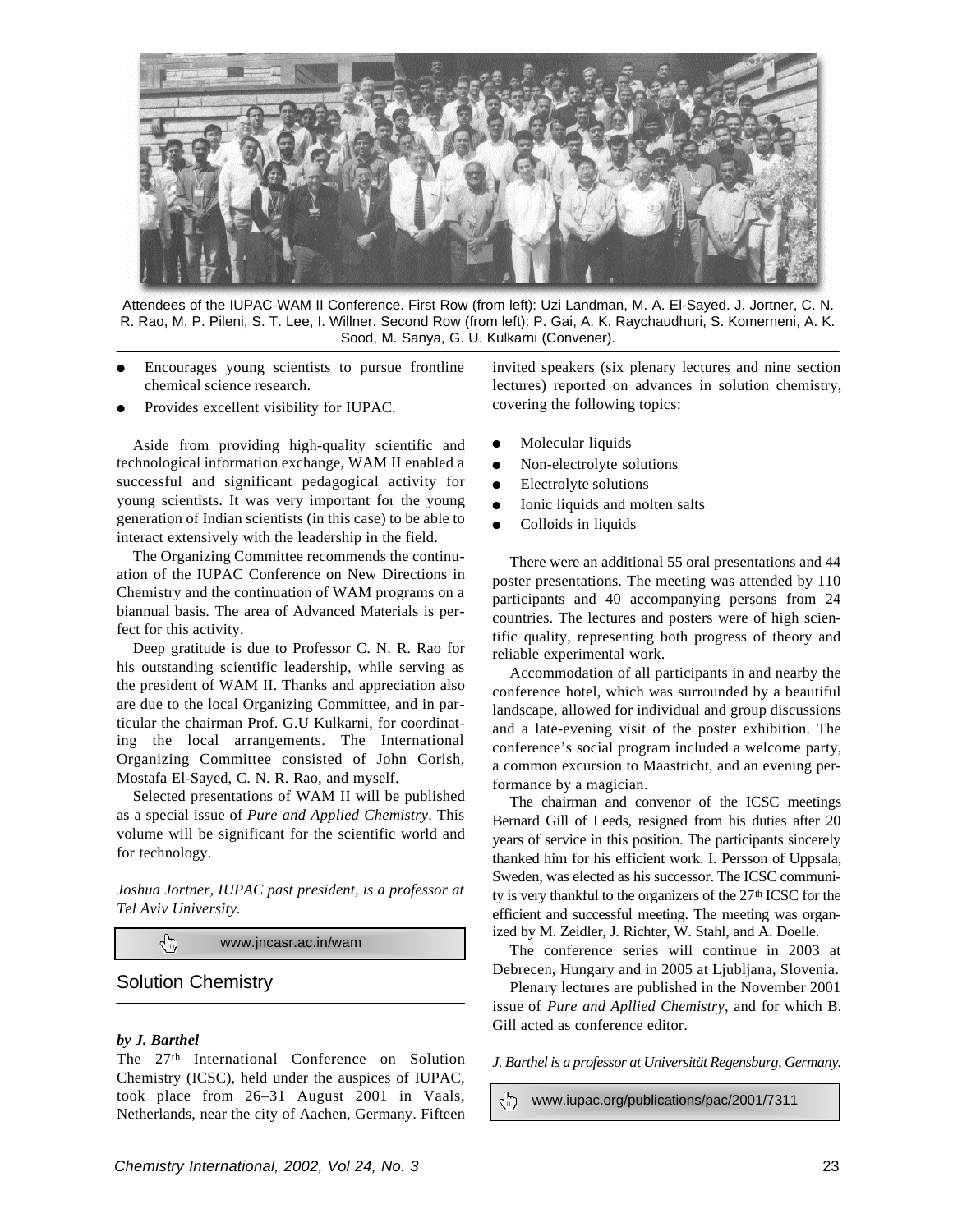Attendees of the IUPAC-WAM II Conference. First Row (from left): Uzi Landman, M. A. El-Sayed. J. Jortner, C. N. R. Rao, M. P. Pileni, S. T. Lee, I. Willner. Second Row (from left): P. Gai, A. K. Raychaudhuri, S. Komerneni, A. K. Sood, M. Sanya, G. U. Kulkarni (Convener).

- Encourages young scientists to pursue frontline chemical science research.
- Provides excellent visibility for IUPAC.

Aside from providing high-quality scientific and technological information exchange, WAM II enabled a successful and significant pedagogical activity for young scientists. It was very important for the young generation of Indian scientists (in this case) to be able to interact extensively with the leadership in the field.

The Organizing Committee recommends the continuation of the IUPAC Conference on New Directions in Chemistry and the continuation of WAM programs on a biannual basis. The area of Advanced Materials is perfect for this activity.

Deep gratitude is due to Professor C. N. R. Rao for his outstanding scientific leadership, while serving as the president of WAM II. Thanks and appreciation also are due to the local Organizing Committee, and in particular the chairman Prof. G.U Kulkarni, for coordinating the local arrangements. The International Organizing Committee consisted of John Corish, Mostafa El-Sayed, C. N. R. Rao, and myself.

Selected presentations of WAM II will be published as a special issue of *Pure and Applied Chemistry*. This volume will be significant for the scientific world and for technology.

*Joshua Jortner, IUPAC past president, is a professor at Tel Aviv University.*

www.jncasr.ac.in/wam

## Solution Chemistry

***by J. Barthel***

The 27th International Conference on Solution Chemistry (ICSC), held under the auspices of IUPAC, took place from 26–31 August 2001 in Vaals, Netherlands, near the city of Aachen, Germany. Fifteen invited speakers (six plenary lectures and nine section lectures) reported on advances in solution chemistry, covering the following topics:

- Molecular liquids
- Non-electrolyte solutions
- Electrolyte solutions
- Ionic liquids and molten salts
- Colloids in liquids

There were an additional 55 oral presentations and 44 poster presentations. The meeting was attended by 110 participants and 40 accompanying persons from 24 countries. The lectures and posters were of high scientific quality, representing both progress of theory and reliable experimental work.

Accommodation of all participants in and nearby the conference hotel, which was surrounded by a beautiful landscape, allowed for individual and group discussions and a late-evening visit of the poster exhibition. The conference's social program included a welcome party, a common excursion to Maastricht, and an evening performance by a magician.

The chairman and convenor of the ICSC meetings Bernard Gill of Leeds, resigned from his duties after 20 years of service in this position. The participants sincerely thanked him for his efficient work. I. Persson of Uppsala, Sweden, was elected as his successor. The ICSC community is very thankful to the organizers of the 27th ICSC for the efficient and successful meeting. The meeting was organized by M. Zeidler, J. Richter, W. Stahl, and A. Doelle.

The conference series will continue in 2003 at Debrecen, Hungary and in 2005 at Ljubljana, Slovenia.

Plenary lectures are published in the November 2001 issue of *Pure and Apllied Chemistry*, and for which B. Gill acted as conference editor.

*J. Barthel is a professor at Universität Regensburg, Germany.*

www.iupac.org/publications/pac/2001/7311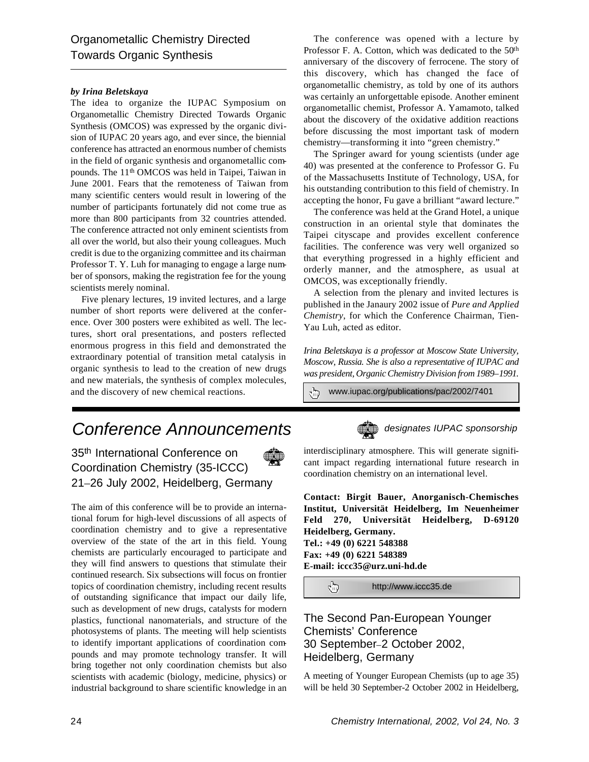## Organometallic Chemistry Directed Towards Organic Synthesis

***by Irina Beletskaya***

The idea to organize the IUPAC Symposium on Organometallic Chemistry Directed Towards Organic Synthesis (OMCOS) was expressed by the organic division of IUPAC 20 years ago, and ever since, the biennial conference has attracted an enormous number of chemists in the field of organic synthesis and organometallic compounds. The 11th OMCOS was held in Taipei, Taiwan in June 2001. Fears that the remoteness of Taiwan from many scientific centers would result in lowering of the number of participants fortunately did not come true as more than 800 participants from 32 countries attended. The conference attracted not only eminent scientists from all over the world, but also their young colleagues. Much credit is due to the organizing committee and its chairman Professor T. Y. Luh for managing to engage a large number of sponsors, making the registration fee for the young scientists merely nominal.

Five plenary lectures, 19 invited lectures, and a large number of short reports were delivered at the conference. Over 300 posters were exhibited as well. The lectures, short oral presentations, and posters reflected enormous progress in this field and demonstrated the extraordinary potential of transition metal catalysis in organic synthesis to lead to the creation of new drugs and new materials, the synthesis of complex molecules, and the discovery of new chemical reactions.

The conference was opened with a lecture by Professor F. A. Cotton, which was dedicated to the 50th anniversary of the discovery of ferrocene. The story of this discovery, which has changed the face of organometallic chemistry, as told by one of its authors was certainly an unforgettable episode. Another eminent organometallic chemist, Professor A. Yamamoto, talked about the discovery of the oxidative addition reactions before discussing the most important task of modern chemistry—transforming it into "green chemistry."

The Springer award for young scientists (under age 40) was presented at the conference to Professor G. Fu of the Massachusetts Institute of Technology, USA, for his outstanding contribution to this field of chemistry. In accepting the honor, Fu gave a brilliant "award lecture."

The conference was held at the Grand Hotel, a unique construction in an oriental style that dominates the Taipei cityscape and provides excellent conference facilities. The conference was very well organized so that everything progressed in a highly efficient and orderly manner, and the atmosphere, as usual at OMCOS, was exceptionally friendly.

A selection from the plenary and invited lectures is published in the Janaury 2002 issue of *Pure and Applied Chemistry*, for which the Conference Chairman, Tien-Yau Luh, acted as editor.

*Irina Beletskaya is a professor at Moscow State University, Moscow, Russia. She is also a representative of IUPAC and was president, Organic Chemistry Division from 1989–1991.*

www.iupac.org/publications/pac/2002/7401

# Conference Announcements

*designates IUPAC sponsorship*

### 35th International Conference on Coordination Chemistry (35-ICCC) 21–26 July 2002, Heidelberg, Germany

The aim of this conference will be to provide an international forum for high-level discussions of all aspects of coordination chemistry and to give a representative overview of the state of the art in this field. Young chemists are particularly encouraged to participate and they will find answers to questions that stimulate their continued research. Six subsections will focus on frontier topics of coordination chemistry, including recent results of outstanding significance that impact our daily life, such as development of new drugs, catalysts for modern plastics, functional nanomaterials, and structure of the photosystems of plants. The meeting will help scientists to identify important applications of coordination compounds and may promote technology transfer. It will bring together not only coordination chemists but also scientists with academic (biology, medicine, physics) or industrial background to share scientific knowledge in an interdisciplinary atmosphere. This will generate significant impact regarding international future research in coordination chemistry on an international level.

**Contact: Birgit Bauer, Anorganisch-Chemisches Institut, Universität Heidelberg, Im Neuenheimer Feld 270, Universität Heidelberg, D-69120 Heidelberg, Germany.**
**Tel.: +49 (0) 6221 548388**
**Fax: +49 (0) 6221 548389**
**E-mail: iccc35@urz.uni-hd.de**

http://www.iccc35.de

### The Second Pan-European Younger Chemists' Conference 30 September–2 October 2002, Heidelberg, Germany

A meeting of Younger European Chemists (up to age 35) will be held 30 September-2 October 2002 in Heidelberg,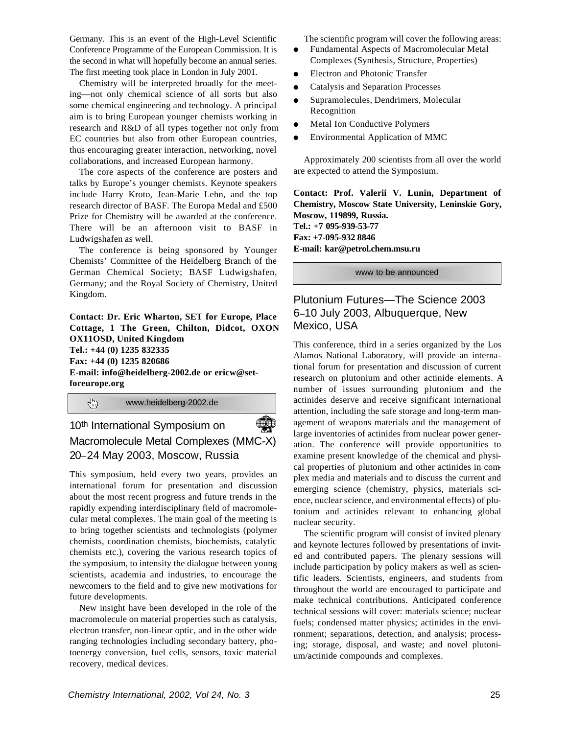Germany. This is an event of the High-Level Scientific Conference Programme of the European Commission. It is the second in what will hopefully become an annual series. The first meeting took place in London in July 2001.

Chemistry will be interpreted broadly for the meeting—not only chemical science of all sorts but also some chemical engineering and technology. A principal aim is to bring European younger chemists working in research and R&D of all types together not only from EC countries but also from other European countries, thus encouraging greater interaction, networking, novel collaborations, and increased European harmony.

The core aspects of the conference are posters and talks by Europe's younger chemists. Keynote speakers include Harry Kroto, Jean-Marie Lehn, and the top research director of BASF. The Europa Medal and £500 Prize for Chemistry will be awarded at the conference. There will be an afternoon visit to BASF in Ludwigshafen as well.

The conference is being sponsored by Younger Chemists' Committee of the Heidelberg Branch of the German Chemical Society; BASF Ludwigshafen, Germany; and the Royal Society of Chemistry, United Kingdom.

**Contact: Dr. Eric Wharton, SET for Europe, Place Cottage, 1 The Green, Chilton, Didcot, OXON OX11OSD, United Kingdom**
**Tel.: +44 (0) 1235 832335**
**Fax: +44 (0) 1235 820686**
**E-mail: info@heidelberg-2002.de or ericw@set-foreurope.org**

www.heidelberg-2002.de

## 10th International Symposium on Macromolecule Metal Complexes (MMC-X) 20–24 May 2003, Moscow, Russia

This symposium, held every two years, provides an international forum for presentation and discussion about the most recent progress and future trends in the rapidly expending interdisciplinary field of macromolecular metal complexes. The main goal of the meeting is to bring together scientists and technologists (polymer chemists, coordination chemists, biochemists, catalytic chemists etc.), covering the various research topics of the symposium, to intensity the dialogue between young scientists, academia and industries, to encourage the newcomers to the field and to give new motivations for future developments.

New insight have been developed in the role of the macromolecule on material properties such as catalysis, electron transfer, non-linear optic, and in the other wide ranging technologies including secondary battery, photoenergy conversion, fuel cells, sensors, toxic material recovery, medical devices.

The scientific program will cover the following areas:

- Fundamental Aspects of Macromolecular Metal Complexes (Synthesis, Structure, Properties)
- Electron and Photonic Transfer
- Catalysis and Separation Processes
- Supramolecules, Dendrimers, Molecular Recognition
- Metal Ion Conductive Polymers
- Environmental Application of MMC

Approximately 200 scientists from all over the world are expected to attend the Symposium.

**Contact: Prof. Valerii V. Lunin, Department of Chemistry, Moscow State University, Leninskie Gory, Moscow, 119899, Russia.**
**Tel.: +7 095-939-53-77**
**Fax: +7-095-932 8846**
**E-mail: kar@petrol.chem.msu.ru**

www to be announced

## Plutonium Futures—The Science 2003 6–10 July 2003, Albuquerque, New Mexico, USA

This conference, third in a series organized by the Los Alamos National Laboratory, will provide an international forum for presentation and discussion of current research on plutonium and other actinide elements. A number of issues surrounding plutonium and the actinides deserve and receive significant international attention, including the safe storage and long-term management of weapons materials and the management of large inventories of actinides from nuclear power generation. The conference will provide opportunities to examine present knowledge of the chemical and physical properties of plutonium and other actinides in complex media and materials and to discuss the current and emerging science (chemistry, physics, materials science, nuclear science, and environmental effects) of plutonium and actinides relevant to enhancing global nuclear security.

The scientific program will consist of invited plenary and keynote lectures followed by presentations of invited and contributed papers. The plenary sessions will include participation by policy makers as well as scientific leaders. Scientists, engineers, and students from throughout the world are encouraged to participate and make technical contributions. Anticipated conference technical sessions will cover: materials science; nuclear fuels; condensed matter physics; actinides in the environment; separations, detection, and analysis; processing; storage, disposal, and waste; and novel plutonium/actinide compounds and complexes.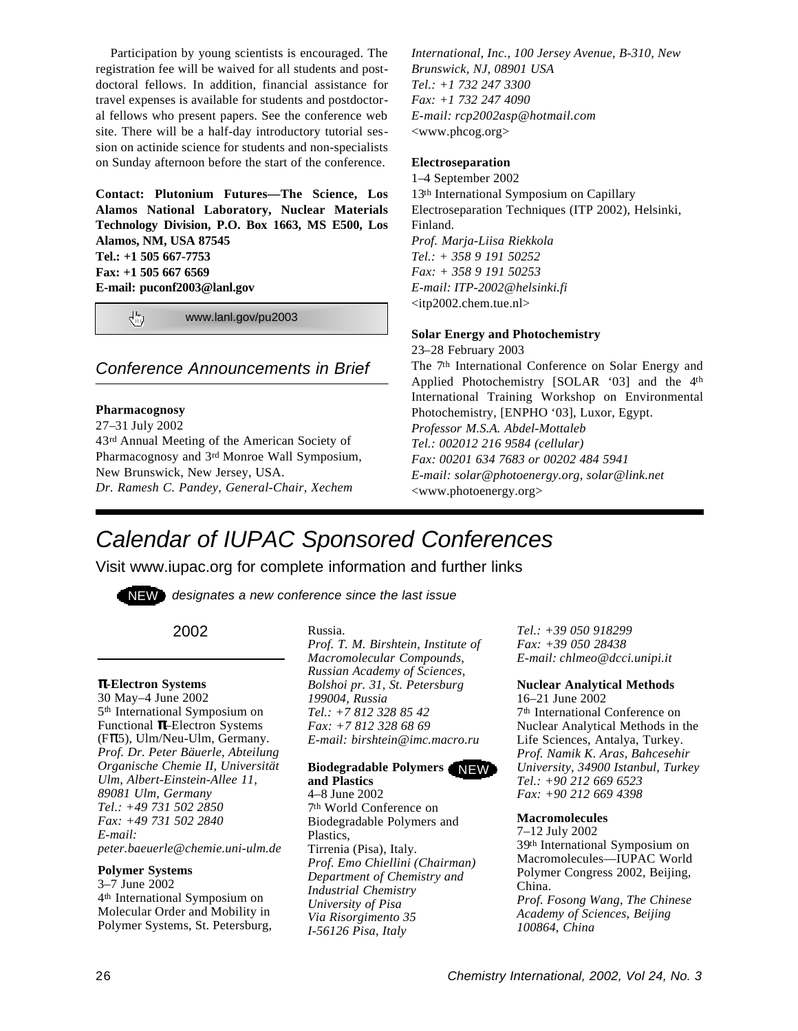Participation by young scientists is encouraged. The registration fee will be waived for all students and post-doctoral fellows. In addition, financial assistance for travel expenses is available for students and postdoctoral fellows who present papers. See the conference web site. There will be a half-day introductory tutorial session on actinide science for students and non-specialists on Sunday afternoon before the start of the conference.

**Contact: Plutonium Futures—The Science, Los Alamos National Laboratory, Nuclear Materials Technology Division, P.O. Box 1663, MS E500, Los Alamos, NM, USA 87545**
**Tel.: +1 505 667-7753**
**Fax: +1 505 667 6569**
**E-mail: puconf2003@lanl.gov**

www.lanl.gov/pu2003

## Conference Announcements in Brief

**Pharmacognosy**
27–31 July 2002
43rd Annual Meeting of the American Society of Pharmacognosy and 3rd Monroe Wall Symposium, New Brunswick, New Jersey, USA.
*Dr. Ramesh C. Pandey, General-Chair, Xechem International, Inc., 100 Jersey Avenue, B-310, New Brunswick, NJ, 08901 USA*
*Tel.: +1 732 247 3300*
*Fax: +1 732 247 4090*
*E-mail: rcp2002asp@hotmail.com*
<www.phcog.org>

**Electroseparation**
1–4 September 2002
13th International Symposium on Capillary Electroseparation Techniques (ITP 2002), Helsinki, Finland.
*Prof. Marja-Liisa Riekkola*
*Tel.: + 358 9 191 50252*
*Fax: + 358 9 191 50253*
*E-mail: ITP-2002@helsinki.fi*
<itp2002.chem.tue.nl>

**Solar Energy and Photochemistry**
23–28 February 2003
The 7th International Conference on Solar Energy and Applied Photochemistry [SOLAR '03] and the 4th International Training Workshop on Environmental Photochemistry, [ENPHO '03], Luxor, Egypt.
*Professor M.S.A. Abdel-Mottaleb*
*Tel.: 002012 216 9584 (cellular)*
*Fax: 00201 634 7683 or 00202 484 5941*
*E-mail: solar@photoenergy.org, solar@link.net*
<www.photoenergy.org>

# Calendar of IUPAC Sponsored Conferences

Visit www.iupac.org for complete information and further links

NEW *designates a new conference since the last issue*

## 2002

**π-Electron Systems**
30 May–4 June 2002
5th International Symposium on Functional π-Electron Systems (Fπ5), Ulm/Neu-Ulm, Germany.
*Prof. Dr. Peter Bäuerle, Abteilung Organische Chemie II, Universität Ulm, Albert-Einstein-Allee 11, 89081 Ulm, Germany*
*Tel.: +49 731 502 2850*
*Fax: +49 731 502 2840*
*E-mail: peter.baeuerle@chemie.uni-ulm.de*

**Polymer Systems**
3–7 June 2002
4th International Symposium on Molecular Order and Mobility in Polymer Systems, St. Petersburg, Russia.
*Prof. T. M. Birshtein, Institute of Macromolecular Compounds, Russian Academy of Sciences, Bolshoi pr. 31, St. Petersburg 199004, Russia*
*Tel.: +7 812 328 85 42*
*Fax: +7 812 328 68 69*
*E-mail: birshtein@imc.macro.ru*

**Biodegradable Polymers and Plastics** NEW
4–8 June 2002
7th World Conference on Biodegradable Polymers and Plastics,
Tirrenia (Pisa), Italy.
*Prof. Emo Chiellini (Chairman)*
*Department of Chemistry and Industrial Chemistry*
*University of Pisa*
*Via Risorgimento 35*
*I-56126 Pisa, Italy*
*Tel.: +39 050 918299*
*Fax: +39 050 28438*
*E-mail: chlmeo@dcci.unipi.it*

**Nuclear Analytical Methods**
16–21 June 2002
7th International Conference on Nuclear Analytical Methods in the Life Sciences, Antalya, Turkey.
*Prof. Namik K. Aras, Bahcesehir University, 34900 Istanbul, Turkey*
*Tel.: +90 212 669 6523*
*Fax: +90 212 669 4398*

**Macromolecules**
7–12 July 2002
39th International Symposium on Macromolecules—IUPAC World Polymer Congress 2002, Beijing, China.
*Prof. Fosong Wang, The Chinese Academy of Sciences, Beijing 100864, China*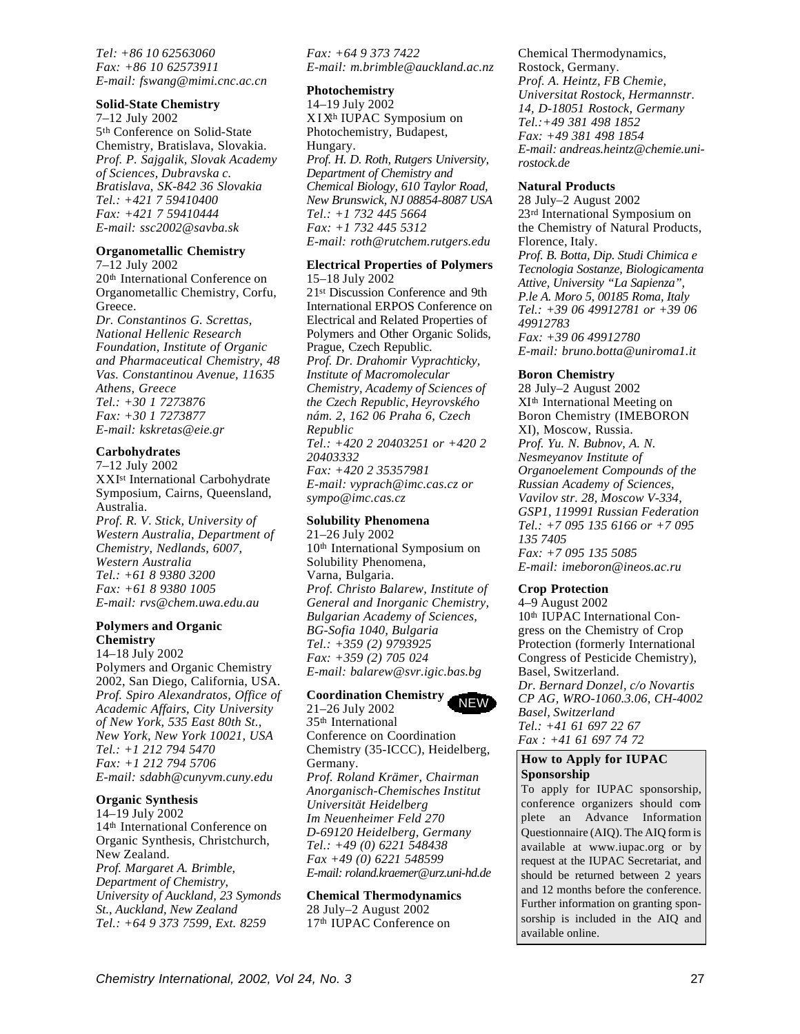*Tel: +86 10 62563060*
*Fax: +86 10 62573911*
*E-mail: fswang@mimi.cnc.ac.cn*

**Solid-State Chemistry**

7–12 July 2002
5th Conference on Solid-State Chemistry, Bratislava, Slovakia.
*Prof. P. Sajgalik, Slovak Academy of Sciences, Dubravska c. Bratislava, SK-842 36 Slovakia*
*Tel.: +421 7 59410400*
*Fax: +421 7 59410444*
*E-mail: ssc2002@savba.sk*

**Organometallic Chemistry**

7–12 July 2002
20th International Conference on Organometallic Chemistry, Corfu, Greece.
*Dr. Constantinos G. Screttas, National Hellenic Research Foundation, Institute of Organic and Pharmaceutical Chemistry, 48 Vas. Constantinou Avenue, 11635 Athens, Greece*
*Tel.: +30 1 7273876*
*Fax: +30 1 7273877*
*E-mail: kskretas@eie.gr*

**Carbohydrates**

7–12 July 2002
XXIst International Carbohydrate Symposium, Cairns, Queensland, Australia.
*Prof. R. V. Stick, University of Western Australia, Department of Chemistry, Nedlands, 6007, Western Australia*
*Tel.: +61 8 9380 3200*
*Fax: +61 8 9380 1005*
*E-mail: rvs@chem.uwa.edu.au*

**Polymers and Organic Chemistry**

14–18 July 2002
Polymers and Organic Chemistry 2002, San Diego, California, USA.
*Prof. Spiro Alexandratos, Office of Academic Affairs, City University of New York, 535 East 80th St., New York, New York 10021, USA*
*Tel.: +1 212 794 5470*
*Fax: +1 212 794 5706*
*E-mail: sdabh@cunyvm.cuny.edu*

**Organic Synthesis**

14–19 July 2002
14th International Conference on Organic Synthesis, Christchurch, New Zealand.
*Prof. Margaret A. Brimble, Department of Chemistry, University of Auckland, 23 Symonds St., Auckland, New Zealand*
*Tel.: +64 9 373 7599, Ext. 8259*
*Fax: +64 9 373 7422*
*E-mail: m.brimble@auckland.ac.nz*

**Photochemistry**

14–19 July 2002
XIXth IUPAC Symposium on Photochemistry, Budapest, Hungary.
*Prof. H. D. Roth, Rutgers University, Department of Chemistry and Chemical Biology, 610 Taylor Road, New Brunswick, NJ 08854-8087 USA*
*Tel.: +1 732 445 5664*
*Fax: +1 732 445 5312*
*E-mail: roth@rutchem.rutgers.edu*

**Electrical Properties of Polymers**

15–18 July 2002
21st Discussion Conference and 9th International ERPOS Conference on Electrical and Related Properties of Polymers and Other Organic Solids, Prague, Czech Republic.
*Prof. Dr. Drahomir Vyprachticky, Institute of Macromolecular Chemistry, Academy of Sciences of the Czech Republic, Heyrovského nám. 2, 162 06 Praha 6, Czech Republic*
*Tel.: +420 2 20403251 or +420 2 20403332*
*Fax: +420 2 35357981*
*E-mail: vyprach@imc.cas.cz or sympo@imc.cas.cz*

**Solubility Phenomena**

21–26 July 2002
10th International Symposium on Solubility Phenomena, Varna, Bulgaria.
*Prof. Christo Balarew, Institute of General and Inorganic Chemistry, Bulgarian Academy of Sciences, BG-Sofia 1040, Bulgaria*
*Tel.: +359 (2) 9793925*
*Fax: +359 (2) 705 024*
*E-mail: balarew@svr.igic.bas.bg*

**Coordination Chemistry** NEW

21–26 July 2002
35th International Conference on Coordination Chemistry (35-ICCC), Heidelberg, Germany.
*Prof. Roland Krämer, Chairman Anorganisch-Chemisches Institut Universität Heidelberg Im Neuenheimer Feld 270 D-69120 Heidelberg, Germany*
*Tel.: +49 (0) 6221 548438*
*Fax +49 (0) 6221 548599*
*E-mail: roland.kraemer@urz.uni-hd.de*

**Chemical Thermodynamics**

28 July–2 August 2002
17th IUPAC Conference on Chemical Thermodynamics, Rostock, Germany.
*Prof. A. Heintz, FB Chemie, Universitat Rostock, Hermannstr. 14, D-18051 Rostock, Germany*
*Tel.:+49 381 498 1852*
*Fax: +49 381 498 1854*
*E-mail: andreas.heintz@chemie.uni-rostock.de*

**Natural Products**

28 July–2 August 2002
23rd International Symposium on the Chemistry of Natural Products, Florence, Italy.
*Prof. B. Botta, Dip. Studi Chimica e Tecnologia Sostanze, Biologicamenta Attive, University "La Sapienza", P.le A. Moro 5, 00185 Roma, Italy*
*Tel.: +39 06 49912781 or +39 06 49912783*
*Fax: +39 06 49912780*
*E-mail: bruno.botta@uniroma1.it*

**Boron Chemistry**

28 July–2 August 2002
XIth International Meeting on Boron Chemistry (IMEBORON XI), Moscow, Russia.
*Prof. Yu. N. Bubnov, A. N. Nesmeyanov Institute of Organoelement Compounds of the Russian Academy of Sciences, Vavilov str. 28, Moscow V-334, GSP1, 119991 Russian Federation*
*Tel.: +7 095 135 6166 or +7 095 135 7405*
*Fax: +7 095 135 5085*
*E-mail: imeboron@ineos.ac.ru*

**Crop Protection**

4–9 August 2002
10th IUPAC International Congress on the Chemistry of Crop Protection (formerly International Congress of Pesticide Chemistry), Basel, Switzerland.
*Dr. Bernard Donzel, c/o Novartis CP AG, WRO-1060.3.06, CH-4002 Basel, Switzerland*
*Tel.: +41 61 697 22 67*
*Fax : +41 61 697 74 72*

**How to Apply for IUPAC Sponsorship**

To apply for IUPAC sponsorship, conference organizers should complete an Advance Information Questionnaire (AIQ). The AIQ form is available at www.iupac.org or by request at the IUPAC Secretariat, and should be returned between 2 years and 12 months before the conference. Further information on granting sponsorship is included in the AIQ and available online.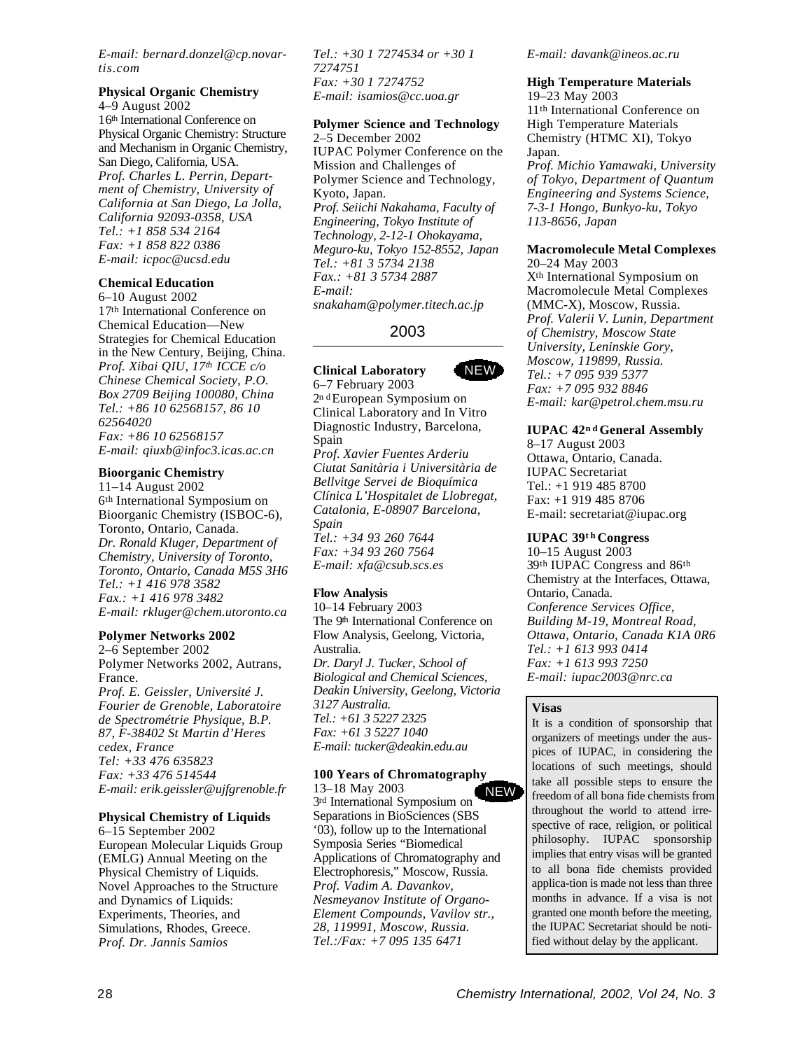*E-mail: bernard.donzel@cp.novartis.com*

**Physical Organic Chemistry**
4–9 August 2002
16th International Conference on Physical Organic Chemistry: Structure and Mechanism in Organic Chemistry, San Diego, California, USA.
*Prof. Charles L. Perrin, Department of Chemistry, University of California at San Diego, La Jolla, California 92093-0358, USA*
*Tel.: +1 858 534 2164*
*Fax: +1 858 822 0386*
*E-mail: icpoc@ucsd.edu*

**Chemical Education**
6–10 August 2002
17th International Conference on Chemical Education—New Strategies for Chemical Education in the New Century, Beijing, China.
*Prof. Xibai QIU, 17th ICCE c/o Chinese Chemical Society, P.O. Box 2709 Beijing 100080, China*
*Tel.: +86 10 62568157, 86 10 62564020*
*Fax: +86 10 62568157*
*E-mail: qiuxb@infoc3.icas.ac.cn*

**Bioorganic Chemistry**
11–14 August 2002
6th International Symposium on Bioorganic Chemistry (ISBOC-6), Toronto, Ontario, Canada.
*Dr. Ronald Kluger, Department of Chemistry, University of Toronto, Toronto, Ontario, Canada M5S 3H6*
*Tel.: +1 416 978 3582*
*Fax.: +1 416 978 3482*
*E-mail: rkluger@chem.utoronto.ca*

**Polymer Networks 2002**
2–6 September 2002
Polymer Networks 2002, Autrans, France.
*Prof. E. Geissler, Université J. Fourier de Grenoble, Laboratoire de Spectrométrie Physique, B.P. 87, F-38402 St Martin d'Heres cedex, France*
*Tel: +33 476 635823*
*Fax: +33 476 514544*
*E-mail: erik.geissler@ujfgrenoble.fr*

**Physical Chemistry of Liquids**
6–15 September 2002
European Molecular Liquids Group (EMLG) Annual Meeting on the Physical Chemistry of Liquids. Novel Approaches to the Structure and Dynamics of Liquids: Experiments, Theories, and Simulations, Rhodes, Greece.
*Prof. Dr. Jannis Samios*
*Tel.: +30 1 7274534 or +30 1 7274751*
*Fax: +30 1 7274752*
*E-mail: isamios@cc.uoa.gr*

**Polymer Science and Technology**
2–5 December 2002
IUPAC Polymer Conference on the Mission and Challenges of Polymer Science and Technology, Kyoto, Japan.
*Prof. Seiichi Nakahama, Faculty of Engineering, Tokyo Institute of Technology, 2-12-1 Ohokayama, Meguro-ku, Tokyo 152-8552, Japan*
*Tel.: +81 3 5734 2138*
*Fax.: +81 3 5734 2887*
*E-mail: snakaham@polymer.titech.ac.jp*

## 2003

**Clinical Laboratory** NEW
6–7 February 2003
2nd European Symposium on Clinical Laboratory and In Vitro Diagnostic Industry, Barcelona, Spain
*Prof. Xavier Fuentes Arderiu Ciutat Sanitària i Universitària de Bellvitge Servei de Bioquímica Clínica L'Hospitalet de Llobregat, Catalonia, E-08907 Barcelona, Spain*
*Tel.: +34 93 260 7644*
*Fax: +34 93 260 7564*
*E-mail: xfa@csub.scs.es*

**Flow Analysis**
10–14 February 2003
The 9th International Conference on Flow Analysis, Geelong, Victoria, Australia.
*Dr. Daryl J. Tucker, School of Biological and Chemical Sciences, Deakin University, Geelong, Victoria 3127 Australia.*
*Tel.: +61 3 5227 2325*
*Fax: +61 3 5227 1040*
*E-mail: tucker@deakin.edu.au*

**100 Years of Chromatography** NEW
13–18 May 2003
3rd International Symposium on Separations in BioSciences (SBS '03), follow up to the International Symposia Series "Biomedical Applications of Chromatography and Electrophoresis," Moscow, Russia.
*Prof. Vadim A. Davankov, Nesmeyanov Institute of Organo-Element Compounds, Vavilov str., 28, 119991, Moscow, Russia.*
*Tel.:/Fax: +7 095 135 6471*
*E-mail: davank@ineos.ac.ru*

**High Temperature Materials**
19–23 May 2003
11th International Conference on High Temperature Materials Chemistry (HTMC XI), Tokyo Japan.
*Prof. Michio Yamawaki, University of Tokyo, Department of Quantum Engineering and Systems Science, 7-3-1 Hongo, Bunkyo-ku, Tokyo 113-8656, Japan*

**Macromolecule Metal Complexes**
20–24 May 2003
Xth International Symposium on Macromolecule Metal Complexes (MMC-X), Moscow, Russia.
*Prof. Valerii V. Lunin, Department of Chemistry, Moscow State University, Leninskie Gory, Moscow, 119899, Russia.*
*Tel.: +7 095 939 5377*
*Fax: +7 095 932 8846*
*E-mail: kar@petrol.chem.msu.ru*

**IUPAC 42nd General Assembly**
8–17 August 2003
Ottawa, Ontario, Canada.
IUPAC Secretariat
Tel.: +1 919 485 8700
Fax: +1 919 485 8706
E-mail: secretariat@iupac.org

**IUPAC 39th Congress**
10–15 August 2003
39th IUPAC Congress and 86th Chemistry at the Interfaces, Ottawa, Ontario, Canada.
*Conference Services Office, Building M-19, Montreal Road, Ottawa, Ontario, Canada K1A 0R6*
*Tel.: +1 613 993 0414*
*Fax: +1 613 993 7250*
*E-mail: iupac2003@nrc.ca*

**Visas**

It is a condition of sponsorship that organizers of meetings under the auspices of IUPAC, in considering the locations of such meetings, should take all possible steps to ensure the freedom of all bona fide chemists from throughout the world to attend irrespective of race, religion, or political philosophy. IUPAC sponsorship implies that entry visas will be granted to all bona fide chemists provided application is made not less than three months in advance. If a visa is not granted one month before the meeting, the IUPAC Secretariat should be notified without delay by the applicant.